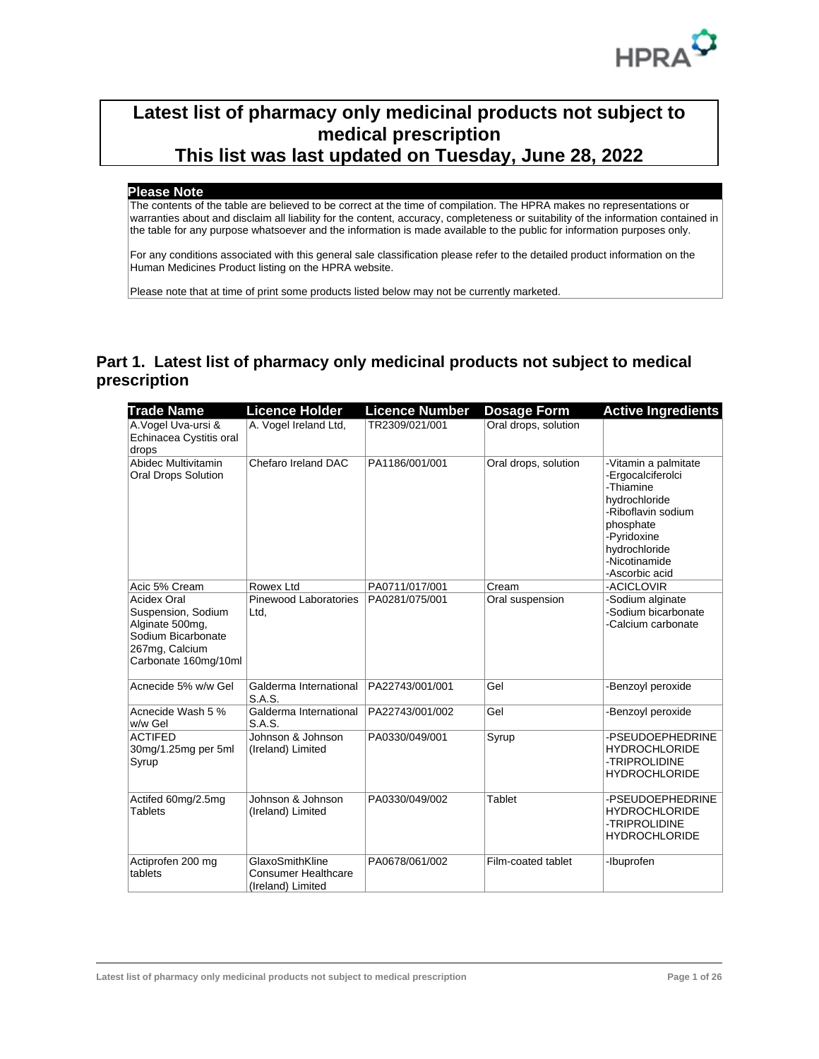# Latest list of pharmacy only medicinal products not subject to medical prescription
# This list was last updated on Tuesday, June 28, 2022

**Please Note**

The contents of the table are believed to be correct at the time of compilation. The HPRA makes no representations or warranties about and disclaim all liability for the content, accuracy, completeness or suitability of the information contained in the table for any purpose whatsoever and the information is made available to the public for information purposes only.

For any conditions associated with this general sale classification please refer to the detailed product information on the Human Medicines Product listing on the HPRA website.

Please note that at time of print some products listed below may not be currently marketed.

## Part 1. Latest list of pharmacy only medicinal products not subject to medical prescription

| Trade Name | Licence Holder | Licence Number | Dosage Form | Active Ingredients |
|---|---|---|---|---|
| A.Vogel Uva-ursi & Echinacea Cystitis oral drops | A. Vogel Ireland Ltd, | TR2309/021/001 | Oral drops, solution | |
| Abidec Multivitamin Oral Drops Solution | Chefaro Ireland DAC | PA1186/001/001 | Oral drops, solution | -Vitamin a palmitate<br>-Ergocalciferolci<br>-Thiamine hydrochloride<br>-Riboflavin sodium phosphate<br>-Pyridoxine hydrochloride<br>-Nicotinamide<br>-Ascorbic acid |
| Acic 5% Cream | Rowex Ltd | PA0711/017/001 | Cream | -ACICLOVIR |
| Acidex Oral Suspension, Sodium Alginate 500mg, Sodium Bicarbonate 267mg, Calcium Carbonate 160mg/10ml | Pinewood Laboratories Ltd, | PA0281/075/001 | Oral suspension | -Sodium alginate<br>-Sodium bicarbonate<br>-Calcium carbonate |
| Acnecide 5% w/w Gel | Galderma International S.A.S. | PA22743/001/001 | Gel | -Benzoyl peroxide |
| Acnecide Wash 5 % w/w Gel | Galderma International S.A.S. | PA22743/001/002 | Gel | -Benzoyl peroxide |
| ACTIFED 30mg/1.25mg per 5ml Syrup | Johnson & Johnson (Ireland) Limited | PA0330/049/001 | Syrup | -PSEUDOEPHEDRINE HYDROCHLORIDE<br>-TRIPROLIDINE HYDROCHLORIDE |
| Actifed 60mg/2.5mg Tablets | Johnson & Johnson (Ireland) Limited | PA0330/049/002 | Tablet | -PSEUDOEPHEDRINE HYDROCHLORIDE<br>-TRIPROLIDINE HYDROCHLORIDE |
| Actiprofen 200 mg tablets | GlaxoSmithKline Consumer Healthcare (Ireland) Limited | PA0678/061/002 | Film-coated tablet | -Ibuprofen |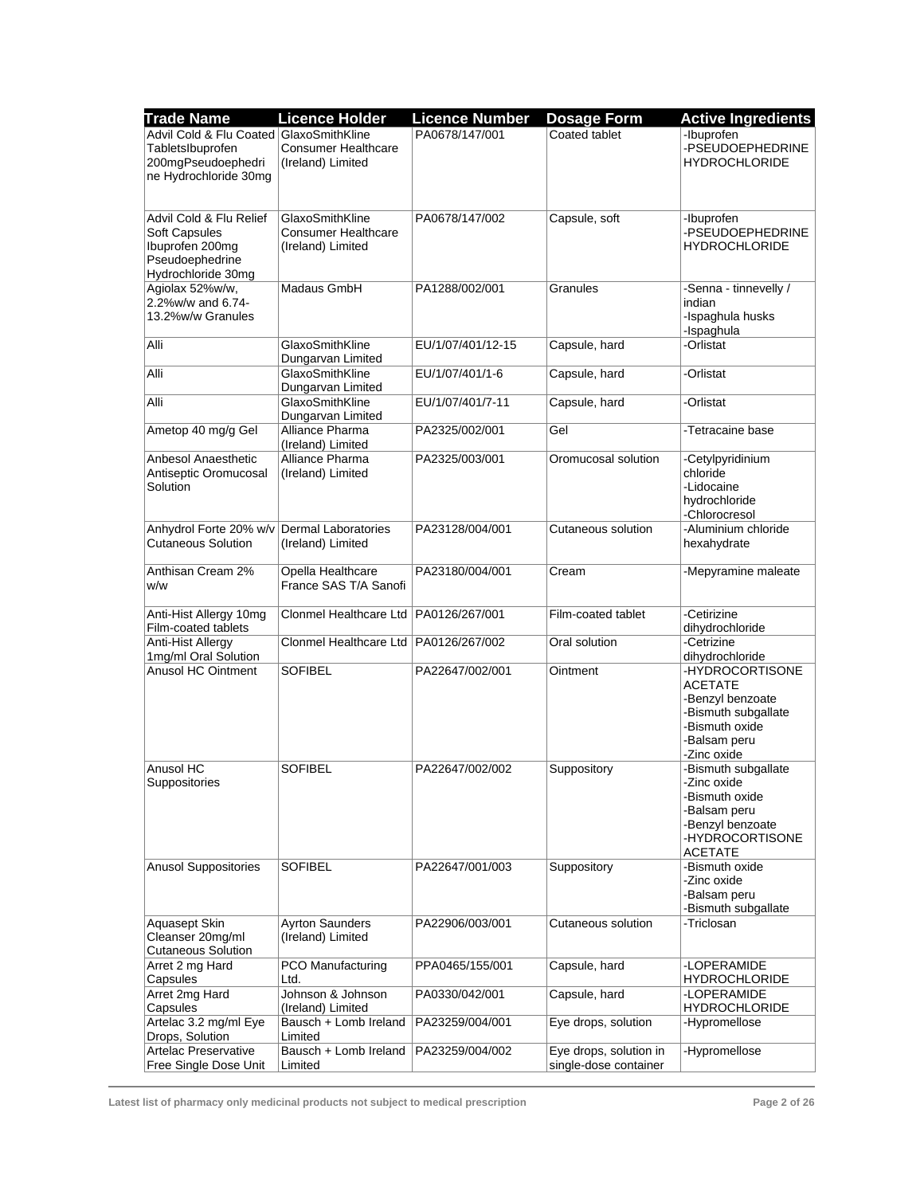| Trade Name | Licence Holder | Licence Number | Dosage Form | Active Ingredients |
|---|---|---|---|---|
| Advil Cold & Flu Coated TabletsIbuprofen 200mgPseudoephedrine Hydrochloride 30mg | GlaxoSmithKline Consumer Healthcare (Ireland) Limited | PA0678/147/001 | Coated tablet | -Ibuprofen<br>-PSEUDOEPHEDRINE HYDROCHLORIDE |
| Advil Cold & Flu Relief Soft Capsules Ibuprofen 200mg Pseudoephedrine Hydrochloride 30mg | GlaxoSmithKline Consumer Healthcare (Ireland) Limited | PA0678/147/002 | Capsule, soft | -Ibuprofen<br>-PSEUDOEPHEDRINE HYDROCHLORIDE |
| Agiolax 52%w/w, 2.2%w/w and 6.74-13.2%w/w Granules | Madaus GmbH | PA1288/002/001 | Granules | -Senna - tinnevelly / indian<br>-Ispaghula husks<br>-Ispaghula |
| Alli | GlaxoSmithKline Dungarvan Limited | EU/1/07/401/12-15 | Capsule, hard | -Orlistat |
| Alli | GlaxoSmithKline Dungarvan Limited | EU/1/07/401/1-6 | Capsule, hard | -Orlistat |
| Alli | GlaxoSmithKline Dungarvan Limited | EU/1/07/401/7-11 | Capsule, hard | -Orlistat |
| Ametop 40 mg/g Gel | Alliance Pharma (Ireland) Limited | PA2325/002/001 | Gel | -Tetracaine base |
| Anbesol Anaesthetic Antiseptic Oromucosal Solution | Alliance Pharma (Ireland) Limited | PA2325/003/001 | Oromucosal solution | -Cetylpyridinium chloride<br>-Lidocaine hydrochloride<br>-Chlorocresol |
| Anhydrol Forte 20% w/v Cutaneous Solution | Dermal Laboratories (Ireland) Limited | PA23128/004/001 | Cutaneous solution | -Aluminium chloride hexahydrate |
| Anthisan Cream 2% w/w | Opella Healthcare France SAS T/A Sanofi | PA23180/004/001 | Cream | -Mepyramine maleate |
| Anti-Hist Allergy 10mg Film-coated tablets | Clonmel Healthcare Ltd | PA0126/267/001 | Film-coated tablet | -Cetirizine dihydrochloride |
| Anti-Hist Allergy 1mg/ml Oral Solution | Clonmel Healthcare Ltd | PA0126/267/002 | Oral solution | -Cetrizine dihydrochloride |
| Anusol HC Ointment | SOFIBEL | PA22647/002/001 | Ointment | -HYDROCORTISONE ACETATE<br>-Benzyl benzoate<br>-Bismuth subgallate<br>-Bismuth oxide<br>-Balsam peru<br>-Zinc oxide |
| Anusol HC Suppositories | SOFIBEL | PA22647/002/002 | Suppository | -Bismuth subgallate<br>-Zinc oxide<br>-Bismuth oxide<br>-Balsam peru<br>-Benzyl benzoate<br>-HYDROCORTISONE ACETATE |
| Anusol Suppositories | SOFIBEL | PA22647/001/003 | Suppository | -Bismuth oxide<br>-Zinc oxide<br>-Balsam peru<br>-Bismuth subgallate |
| Aquasept Skin Cleanser 20mg/ml Cutaneous Solution | Ayrton Saunders (Ireland) Limited | PA22906/003/001 | Cutaneous solution | -Triclosan |
| Arret 2 mg Hard Capsules | PCO Manufacturing Ltd. | PPA0465/155/001 | Capsule, hard | -LOPERAMIDE HYDROCHLORIDE |
| Arret 2mg Hard Capsules | Johnson & Johnson (Ireland) Limited | PA0330/042/001 | Capsule, hard | -LOPERAMIDE HYDROCHLORIDE |
| Artelac 3.2 mg/ml Eye Drops, Solution | Bausch + Lomb Ireland Limited | PA23259/004/001 | Eye drops, solution | -Hypromellose |
| Artelac Preservative Free Single Dose Unit | Bausch + Lomb Ireland Limited | PA23259/004/002 | Eye drops, solution in single-dose container | -Hypromellose |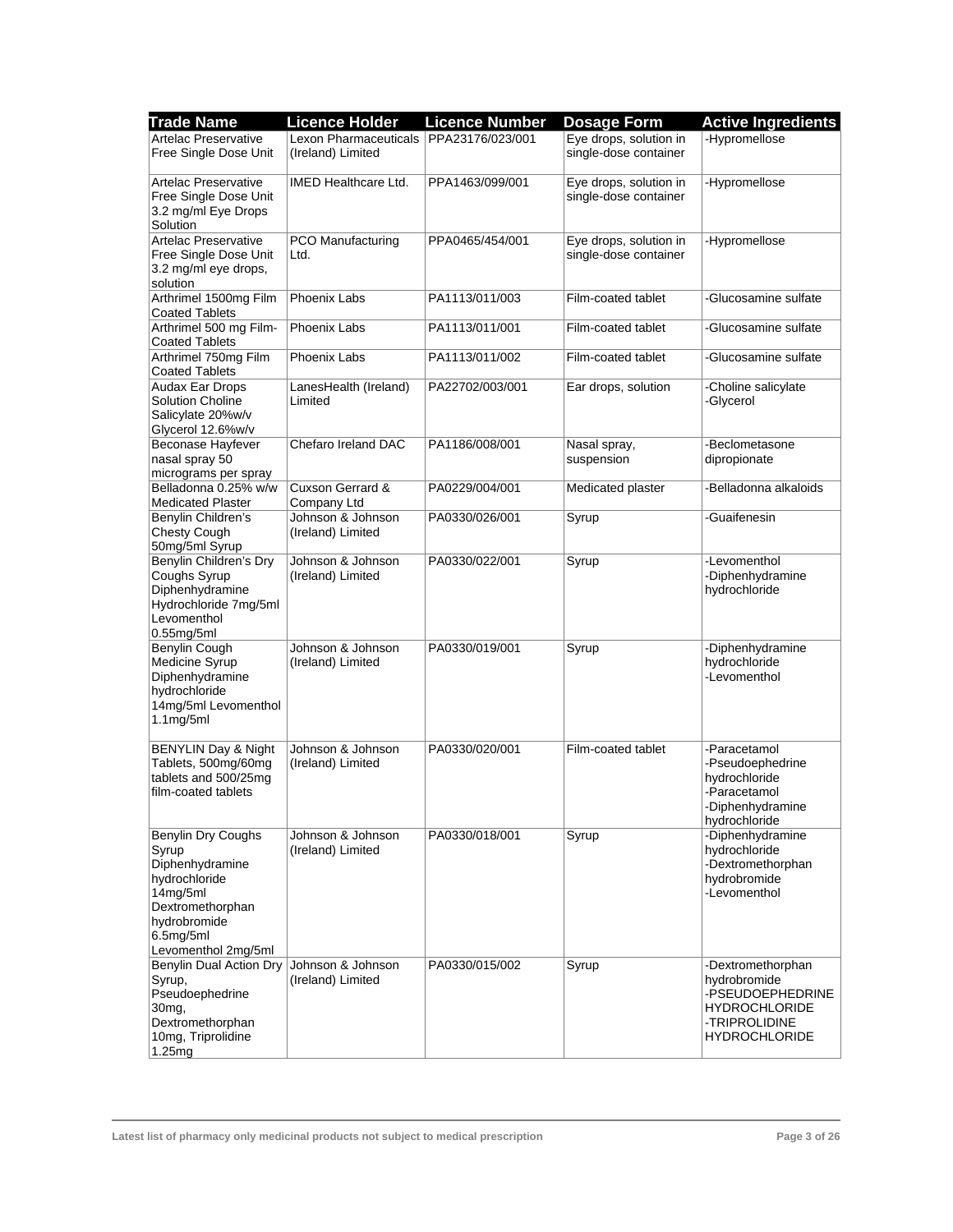| Trade Name | Licence Holder | Licence Number | Dosage Form | Active Ingredients |
|---|---|---|---|---|
| Artelac Preservative Free Single Dose Unit | Lexon Pharmaceuticals (Ireland) Limited | PPA23176/023/001 | Eye drops, solution in single-dose container | -Hypromellose |
| Artelac Preservative Free Single Dose Unit 3.2 mg/ml Eye Drops Solution | IMED Healthcare Ltd. | PPA1463/099/001 | Eye drops, solution in single-dose container | -Hypromellose |
| Artelac Preservative Free Single Dose Unit 3.2 mg/ml eye drops, solution | PCO Manufacturing Ltd. | PPA0465/454/001 | Eye drops, solution in single-dose container | -Hypromellose |
| Arthrimel 1500mg Film Coated Tablets | Phoenix Labs | PA1113/011/003 | Film-coated tablet | -Glucosamine sulfate |
| Arthrimel 500 mg Film-Coated Tablets | Phoenix Labs | PA1113/011/001 | Film-coated tablet | -Glucosamine sulfate |
| Arthrimel 750mg Film Coated Tablets | Phoenix Labs | PA1113/011/002 | Film-coated tablet | -Glucosamine sulfate |
| Audax Ear Drops Solution Choline Salicylate 20%w/v Glycerol 12.6%w/v | LanesHealth (Ireland) Limited | PA22702/003/001 | Ear drops, solution | -Choline salicylate<br>-Glycerol |
| Beconase Hayfever nasal spray 50 micrograms per spray | Chefaro Ireland DAC | PA1186/008/001 | Nasal spray, suspension | -Beclometasone dipropionate |
| Belladonna 0.25% w/w Medicated Plaster | Cuxson Gerrard & Company Ltd | PA0229/004/001 | Medicated plaster | -Belladonna alkaloids |
| Benylin Children's Chesty Cough 50mg/5ml Syrup | Johnson & Johnson (Ireland) Limited | PA0330/026/001 | Syrup | -Guaifenesin |
| Benylin Children's Dry Coughs Syrup Diphenhydramine Hydrochloride 7mg/5ml Levomenthol 0.55mg/5ml | Johnson & Johnson (Ireland) Limited | PA0330/022/001 | Syrup | -Levomenthol<br>-Diphenhydramine hydrochloride |
| Benylin Cough Medicine Syrup Diphenhydramine hydrochloride 14mg/5ml Levomenthol 1.1mg/5ml | Johnson & Johnson (Ireland) Limited | PA0330/019/001 | Syrup | -Diphenhydramine hydrochloride<br>-Levomenthol |
| BENYLIN Day & Night Tablets, 500mg/60mg tablets and 500/25mg film-coated tablets | Johnson & Johnson (Ireland) Limited | PA0330/020/001 | Film-coated tablet | -Paracetamol<br>-Pseudoephedrine hydrochloride<br>-Paracetamol<br>-Diphenhydramine hydrochloride |
| Benylin Dry Coughs Syrup Diphenhydramine hydrochloride 14mg/5ml Dextromethorphan hydrobromide 6.5mg/5ml Levomenthol 2mg/5ml | Johnson & Johnson (Ireland) Limited | PA0330/018/001 | Syrup | -Diphenhydramine hydrochloride<br>-Dextromethorphan hydrobromide<br>-Levomenthol |
| Benylin Dual Action Dry Syrup, Pseudoephedrine 30mg, Dextromethorphan 10mg, Triprolidine 1.25mg | Johnson & Johnson (Ireland) Limited | PA0330/015/002 | Syrup | -Dextromethorphan hydrobromide<br>-PSEUDOEPHEDRINE HYDROCHLORIDE<br>-TRIPROLIDINE HYDROCHLORIDE |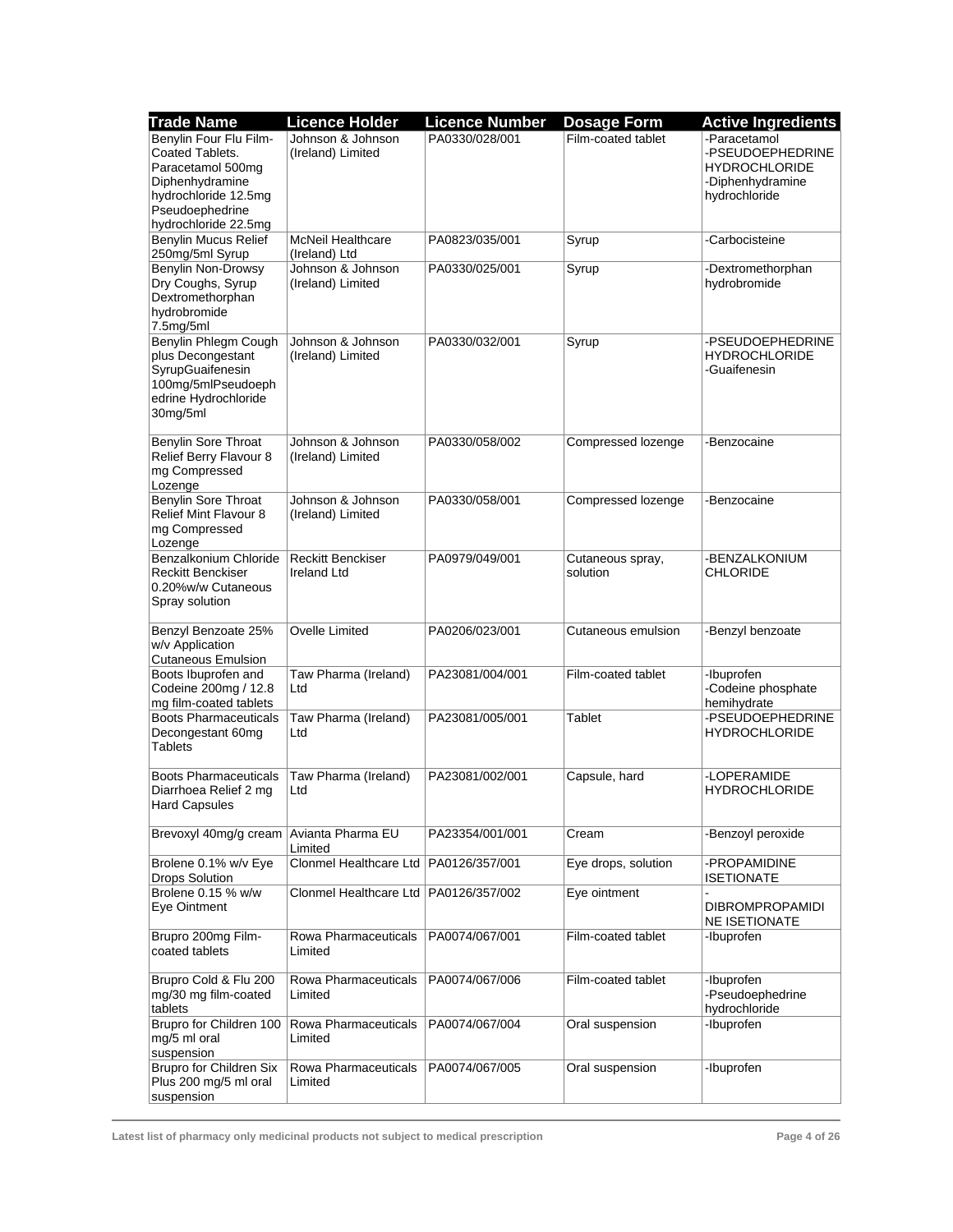| Trade Name | Licence Holder | Licence Number | Dosage Form | Active Ingredients |
|---|---|---|---|---|
| Benylin Four Flu Film-Coated Tablets. Paracetamol 500mg Diphenhydramine hydrochloride 12.5mg Pseudoephedrine hydrochloride 22.5mg | Johnson & Johnson (Ireland) Limited | PA0330/028/001 | Film-coated tablet | -Paracetamol -PSEUDOEPHEDRINE HYDROCHLORIDE -Diphenhydramine hydrochloride |
| Benylin Mucus Relief 250mg/5ml Syrup | McNeil Healthcare (Ireland) Ltd | PA0823/035/001 | Syrup | -Carbocisteine |
| Benylin Non-Drowsy Dry Coughs, Syrup Dextromethorphan hydrobromide 7.5mg/5ml | Johnson & Johnson (Ireland) Limited | PA0330/025/001 | Syrup | -Dextromethorphan hydrobromide |
| Benylin Phlegm Cough plus Decongestant SyrupGuaifenesin 100mg/5mlPseudoephedrine Hydrochloride 30mg/5ml | Johnson & Johnson (Ireland) Limited | PA0330/032/001 | Syrup | -PSEUDOEPHEDRINE HYDROCHLORIDE -Guaifenesin |
| Benylin Sore Throat Relief Berry Flavour 8 mg Compressed Lozenge | Johnson & Johnson (Ireland) Limited | PA0330/058/002 | Compressed lozenge | -Benzocaine |
| Benylin Sore Throat Relief Mint Flavour 8 mg Compressed Lozenge | Johnson & Johnson (Ireland) Limited | PA0330/058/001 | Compressed lozenge | -Benzocaine |
| Benzalkonium Chloride Reckitt Benckiser 0.20%w/w Cutaneous Spray solution | Reckitt Benckiser Ireland Ltd | PA0979/049/001 | Cutaneous spray, solution | -BENZALKONIUM CHLORIDE |
| Benzyl Benzoate 25% w/v Application Cutaneous Emulsion | Ovelle Limited | PA0206/023/001 | Cutaneous emulsion | -Benzyl benzoate |
| Boots Ibuprofen and Codeine 200mg / 12.8 mg film-coated tablets | Taw Pharma (Ireland) Ltd | PA23081/004/001 | Film-coated tablet | -Ibuprofen -Codeine phosphate hemihydrate |
| Boots Pharmaceuticals Decongestant 60mg Tablets | Taw Pharma (Ireland) Ltd | PA23081/005/001 | Tablet | -PSEUDOEPHEDRINE HYDROCHLORIDE |
| Boots Pharmaceuticals Diarrhoea Relief 2 mg Hard Capsules | Taw Pharma (Ireland) Ltd | PA23081/002/001 | Capsule, hard | -LOPERAMIDE HYDROCHLORIDE |
| Brevoxyl 40mg/g cream | Avianta Pharma EU Limited | PA23354/001/001 | Cream | -Benzoyl peroxide |
| Brolene 0.1% w/v Eye Drops Solution | Clonmel Healthcare Ltd | PA0126/357/001 | Eye drops, solution | -PROPAMIDINE ISETIONATE |
| Brolene 0.15 % w/w Eye Ointment | Clonmel Healthcare Ltd | PA0126/357/002 | Eye ointment | -DIBROMPROPAMIDINE ISETIONATE |
| Brupro 200mg Film-coated tablets | Rowa Pharmaceuticals Limited | PA0074/067/001 | Film-coated tablet | -Ibuprofen |
| Brupro Cold & Flu 200 mg/30 mg film-coated tablets | Rowa Pharmaceuticals Limited | PA0074/067/006 | Film-coated tablet | -Ibuprofen -Pseudoephedrine hydrochloride |
| Brupro for Children 100 mg/5 ml oral suspension | Rowa Pharmaceuticals Limited | PA0074/067/004 | Oral suspension | -Ibuprofen |
| Brupro for Children Six Plus 200 mg/5 ml oral suspension | Rowa Pharmaceuticals Limited | PA0074/067/005 | Oral suspension | -Ibuprofen |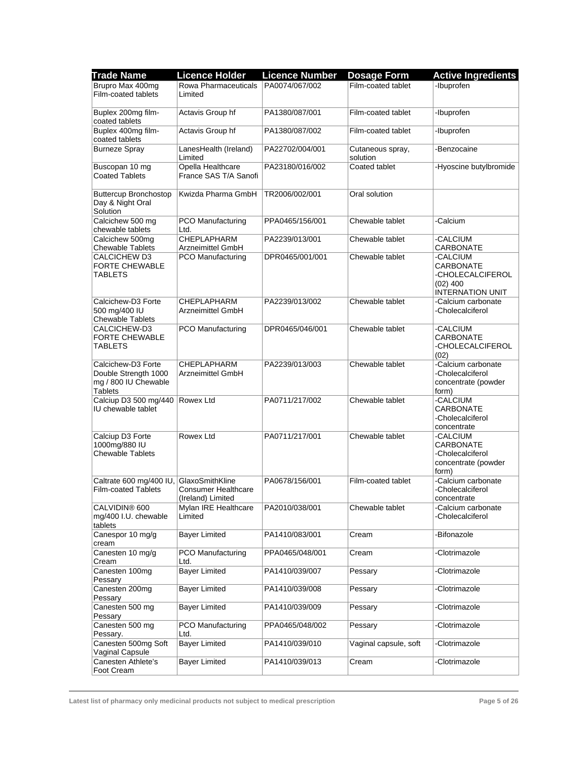| Trade Name | Licence Holder | Licence Number | Dosage Form | Active Ingredients |
|---|---|---|---|---|
| Brupro Max 400mg Film-coated tablets | Rowa Pharmaceuticals Limited | PA0074/067/002 | Film-coated tablet | -Ibuprofen |
| Buplex 200mg film-coated tablets | Actavis Group hf | PA1380/087/001 | Film-coated tablet | -Ibuprofen |
| Buplex 400mg film-coated tablets | Actavis Group hf | PA1380/087/002 | Film-coated tablet | -Ibuprofen |
| Burneze Spray | LanesHealth (Ireland) Limited | PA22702/004/001 | Cutaneous spray, solution | -Benzocaine |
| Buscopan 10 mg Coated Tablets | Opella Healthcare France SAS T/A Sanofi | PA23180/016/002 | Coated tablet | -Hyoscine butylbromide |
| Buttercup Bronchostop Day & Night Oral Solution | Kwizda Pharma GmbH | TR2006/002/001 | Oral solution | |
| Calcichew 500 mg chewable tablets | PCO Manufacturing Ltd. | PPA0465/156/001 | Chewable tablet | -Calcium |
| Calcichew 500mg Chewable Tablets | CHEPLAPHARM Arzneimittel GmbH | PA2239/013/001 | Chewable tablet | -CALCIUM CARBONATE |
| CALCICHEW D3 FORTE CHEWABLE TABLETS | PCO Manufacturing | DPR0465/001/001 | Chewable tablet | -CALCIUM CARBONATE -CHOLECALCIFEROL (02) 400 INTERNATION UNIT |
| Calcichew-D3 Forte 500 mg/400 IU Chewable Tablets | CHEPLAPHARM Arzneimittel GmbH | PA2239/013/002 | Chewable tablet | -Calcium carbonate -Cholecalciferol |
| CALCICHEW-D3 FORTE CHEWABLE TABLETS | PCO Manufacturing | DPR0465/046/001 | Chewable tablet | -CALCIUM CARBONATE -CHOLECALCIFEROL (02) |
| Calcichew-D3 Forte Double Strength 1000 mg / 800 IU Chewable Tablets | CHEPLAPHARM Arzneimittel GmbH | PA2239/013/003 | Chewable tablet | -Calcium carbonate -Cholecalciferol concentrate (powder form) |
| Calciup D3 500 mg/440 IU chewable tablet | Rowex Ltd | PA0711/217/002 | Chewable tablet | -CALCIUM CARBONATE -Cholecalciferol concentrate |
| Calciup D3 Forte 1000mg/880 IU Chewable Tablets | Rowex Ltd | PA0711/217/001 | Chewable tablet | -CALCIUM CARBONATE -Cholecalciferol concentrate (powder form) |
| Caltrate 600 mg/400 IU, Film-coated Tablets | GlaxoSmithKline Consumer Healthcare (Ireland) Limited | PA0678/156/001 | Film-coated tablet | -Calcium carbonate -Cholecalciferol concentrate |
| CALVIDIN® 600 mg/400 I.U. chewable tablets | Mylan IRE Healthcare Limited | PA2010/038/001 | Chewable tablet | -Calcium carbonate -Cholecalciferol |
| Canespor 10 mg/g cream | Bayer Limited | PA1410/083/001 | Cream | -Bifonazole |
| Canesten 10 mg/g Cream | PCO Manufacturing Ltd. | PPA0465/048/001 | Cream | -Clotrimazole |
| Canesten 100mg Pessary | Bayer Limited | PA1410/039/007 | Pessary | -Clotrimazole |
| Canesten 200mg Pessary | Bayer Limited | PA1410/039/008 | Pessary | -Clotrimazole |
| Canesten 500 mg Pessary | Bayer Limited | PA1410/039/009 | Pessary | -Clotrimazole |
| Canesten 500 mg Pessary. | PCO Manufacturing Ltd. | PPA0465/048/002 | Pessary | -Clotrimazole |
| Canesten 500mg Soft Vaginal Capsule | Bayer Limited | PA1410/039/010 | Vaginal capsule, soft | -Clotrimazole |
| Canesten Athlete's Foot Cream | Bayer Limited | PA1410/039/013 | Cream | -Clotrimazole |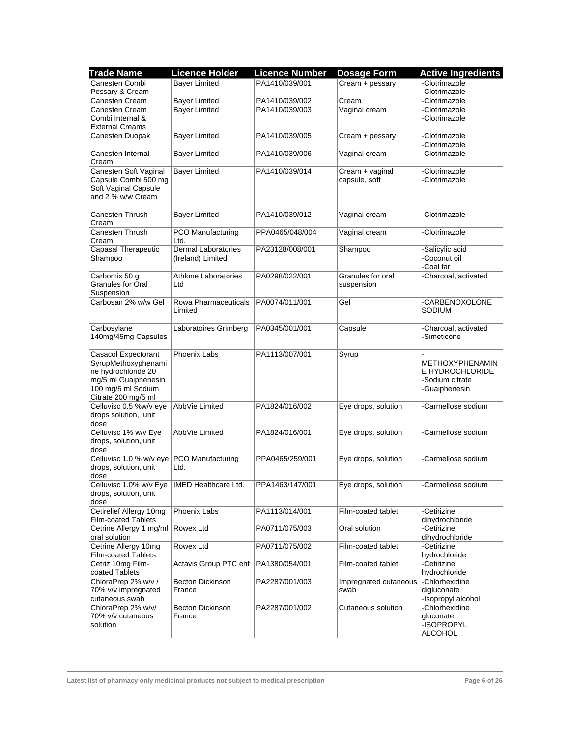| Trade Name | Licence Holder | Licence Number | Dosage Form | Active Ingredients |
|---|---|---|---|---|
| Canesten Combi Pessary & Cream | Bayer Limited | PA1410/039/001 | Cream + pessary | -Clotrimazole -Clotrimazole |
| Canesten Cream | Bayer Limited | PA1410/039/002 | Cream | -Clotrimazole |
| Canesten Cream Combi Internal & External Creams | Bayer Limited | PA1410/039/003 | Vaginal cream | -Clotrimazole -Clotrimazole |
| Canesten Duopak | Bayer Limited | PA1410/039/005 | Cream + pessary | -Clotrimazole -Clotrimazole |
| Canesten Internal Cream | Bayer Limited | PA1410/039/006 | Vaginal cream | -Clotrimazole |
| Canesten Soft Vaginal Capsule Combi 500 mg Soft Vaginal Capsule and 2 % w/w Cream | Bayer Limited | PA1410/039/014 | Cream + vaginal capsule, soft | -Clotrimazole -Clotrimazole |
| Canesten Thrush Cream | Bayer Limited | PA1410/039/012 | Vaginal cream | -Clotrimazole |
| Canesten Thrush Cream | PCO Manufacturing Ltd. | PPA0465/048/004 | Vaginal cream | -Clotrimazole |
| Capasal Therapeutic Shampoo | Dermal Laboratories (Ireland) Limited | PA23128/008/001 | Shampoo | -Salicylic acid -Coconut oil -Coal tar |
| Carbomix 50 g Granules for Oral Suspension | Athlone Laboratories Ltd | PA0298/022/001 | Granules for oral suspension | -Charcoal, activated |
| Carbosan 2% w/w Gel | Rowa Pharmaceuticals Limited | PA0074/011/001 | Gel | -CARBENOXOLONE SODIUM |
| Carbosylane 140mg/45mg Capsules | Laboratoires Grimberg | PA0345/001/001 | Capsule | -Charcoal, activated -Simeticone |
| Casacol Expectorant SyrupMethoxyphenamine hydrochloride 20 mg/5 ml Guaiphenesin 100 mg/5 ml Sodium Citrate 200 mg/5 ml | Phoenix Labs | PA1113/007/001 | Syrup | -METHOXYPHENAMINE HYDROCHLORIDE -Sodium citrate -Guaiphenesin |
| Celluvisc 0.5 %w/v eye drops solution, unit dose | AbbVie Limited | PA1824/016/002 | Eye drops, solution | -Carmellose sodium |
| Celluvisc 1% w/v Eye drops, solution, unit dose | AbbVie Limited | PA1824/016/001 | Eye drops, solution | -Carmellose sodium |
| Celluvisc 1.0 % w/v eye drops, solution, unit dose | PCO Manufacturing Ltd. | PPA0465/259/001 | Eye drops, solution | -Carmellose sodium |
| Celluvisc 1.0% w/v Eye drops, solution, unit dose | IMED Healthcare Ltd. | PPA1463/147/001 | Eye drops, solution | -Carmellose sodium |
| Cetirelief Allergy 10mg Film-coated Tablets | Phoenix Labs | PA1113/014/001 | Film-coated tablet | -Cetirizine dihydrochloride |
| Cetrine Allergy 1 mg/ml oral solution | Rowex Ltd | PA0711/075/003 | Oral solution | -Cetirizine dihydrochloride |
| Cetrine Allergy 10mg Film-coated Tablets | Rowex Ltd | PA0711/075/002 | Film-coated tablet | -Cetirizine hydrochloride |
| Cetriz 10mg Film-coated Tablets | Actavis Group PTC ehf | PA1380/054/001 | Film-coated tablet | -Cetirizine hydrochloride |
| ChloraPrep 2% w/v / 70% v/v impregnated cutaneous swab | Becton Dickinson France | PA2287/001/003 | Impregnated cutaneous swab | -Chlorhexidine digluconate -Isopropyl alcohol |
| ChloraPrep 2% w/v/ 70% v/v cutaneous solution | Becton Dickinson France | PA2287/001/002 | Cutaneous solution | -Chlorhexidine gluconate -ISOPROPYL ALCOHOL |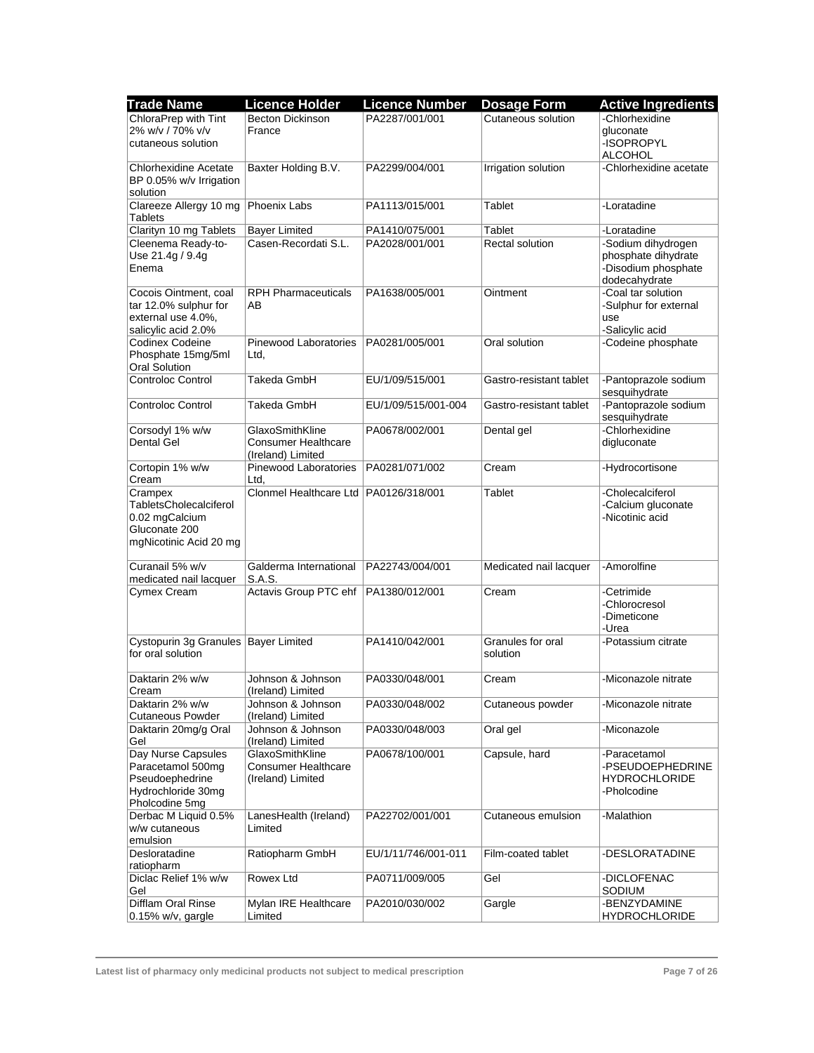| Trade Name | Licence Holder | Licence Number | Dosage Form | Active Ingredients |
|---|---|---|---|---|
| ChloraPrep with Tint 2% w/v / 70% v/v cutaneous solution | Becton Dickinson France | PA2287/001/001 | Cutaneous solution | -Chlorhexidine gluconate -ISOPROPYL ALCOHOL |
| Chlorhexidine Acetate BP 0.05% w/v Irrigation solution | Baxter Holding B.V. | PA2299/004/001 | Irrigation solution | -Chlorhexidine acetate |
| Clareeze Allergy 10 mg Tablets | Phoenix Labs | PA1113/015/001 | Tablet | -Loratadine |
| Clarityn 10 mg Tablets | Bayer Limited | PA1410/075/001 | Tablet | -Loratadine |
| Cleenema Ready-to-Use 21.4g / 9.4g Enema | Casen-Recordati S.L. | PA2028/001/001 | Rectal solution | -Sodium dihydrogen phosphate dihydrate -Disodium phosphate dodecahydrate |
| Cocois Ointment, coal tar 12.0% sulphur for external use 4.0%, salicylic acid 2.0% | RPH Pharmaceuticals AB | PA1638/005/001 | Ointment | -Coal tar solution -Sulphur for external use -Salicylic acid |
| Codinex Codeine Phosphate 15mg/5ml Oral Solution | Pinewood Laboratories Ltd, | PA0281/005/001 | Oral solution | -Codeine phosphate |
| Controloc Control | Takeda GmbH | EU/1/09/515/001 | Gastro-resistant tablet | -Pantoprazole sodium sesquihydrate |
| Controloc Control | Takeda GmbH | EU/1/09/515/001-004 | Gastro-resistant tablet | -Pantoprazole sodium sesquihydrate |
| Corsodyl 1% w/w Dental Gel | GlaxoSmithKline Consumer Healthcare (Ireland) Limited | PA0678/002/001 | Dental gel | -Chlorhexidine digluconate |
| Cortopin 1% w/w Cream | Pinewood Laboratories Ltd, | PA0281/071/002 | Cream | -Hydrocortisone |
| Crampex TabletsCholecalciferol 0.02 mgCalcium Gluconate 200 mgNicotinic Acid 20 mg | Clonmel Healthcare Ltd | PA0126/318/001 | Tablet | -Cholecalciferol -Calcium gluconate -Nicotinic acid |
| Curanail 5% w/v medicated nail lacquer | Galderma International S.A.S. | PA22743/004/001 | Medicated nail lacquer | -Amorolfine |
| Cymex Cream | Actavis Group PTC ehf | PA1380/012/001 | Cream | -Cetrimide -Chlorocresol -Dimeticone -Urea |
| Cystopurin 3g Granules for oral solution | Bayer Limited | PA1410/042/001 | Granules for oral solution | -Potassium citrate |
| Daktarin 2% w/w Cream | Johnson & Johnson (Ireland) Limited | PA0330/048/001 | Cream | -Miconazole nitrate |
| Daktarin 2% w/w Cutaneous Powder | Johnson & Johnson (Ireland) Limited | PA0330/048/002 | Cutaneous powder | -Miconazole nitrate |
| Daktarin 20mg/g Oral Gel | Johnson & Johnson (Ireland) Limited | PA0330/048/003 | Oral gel | -Miconazole |
| Day Nurse Capsules Paracetamol 500mg Pseudoephedrine Hydrochloride 30mg Pholcodine 5mg | GlaxoSmithKline Consumer Healthcare (Ireland) Limited | PA0678/100/001 | Capsule, hard | -Paracetamol -PSEUDOEPHEDRINE HYDROCHLORIDE -Pholcodine |
| Derbac M Liquid 0.5% w/w cutaneous emulsion | LanesHealth (Ireland) Limited | PA22702/001/001 | Cutaneous emulsion | -Malathion |
| Desloratadine ratiopharm | Ratiopharm GmbH | EU/1/11/746/001-011 | Film-coated tablet | -DESLORATADINE |
| Diclac Relief 1% w/w Gel | Rowex Ltd | PA0711/009/005 | Gel | -DICLOFENAC SODIUM |
| Difflam Oral Rinse 0.15% w/v, gargle | Mylan IRE Healthcare Limited | PA2010/030/002 | Gargle | -BENZYDAMINE HYDROCHLORIDE |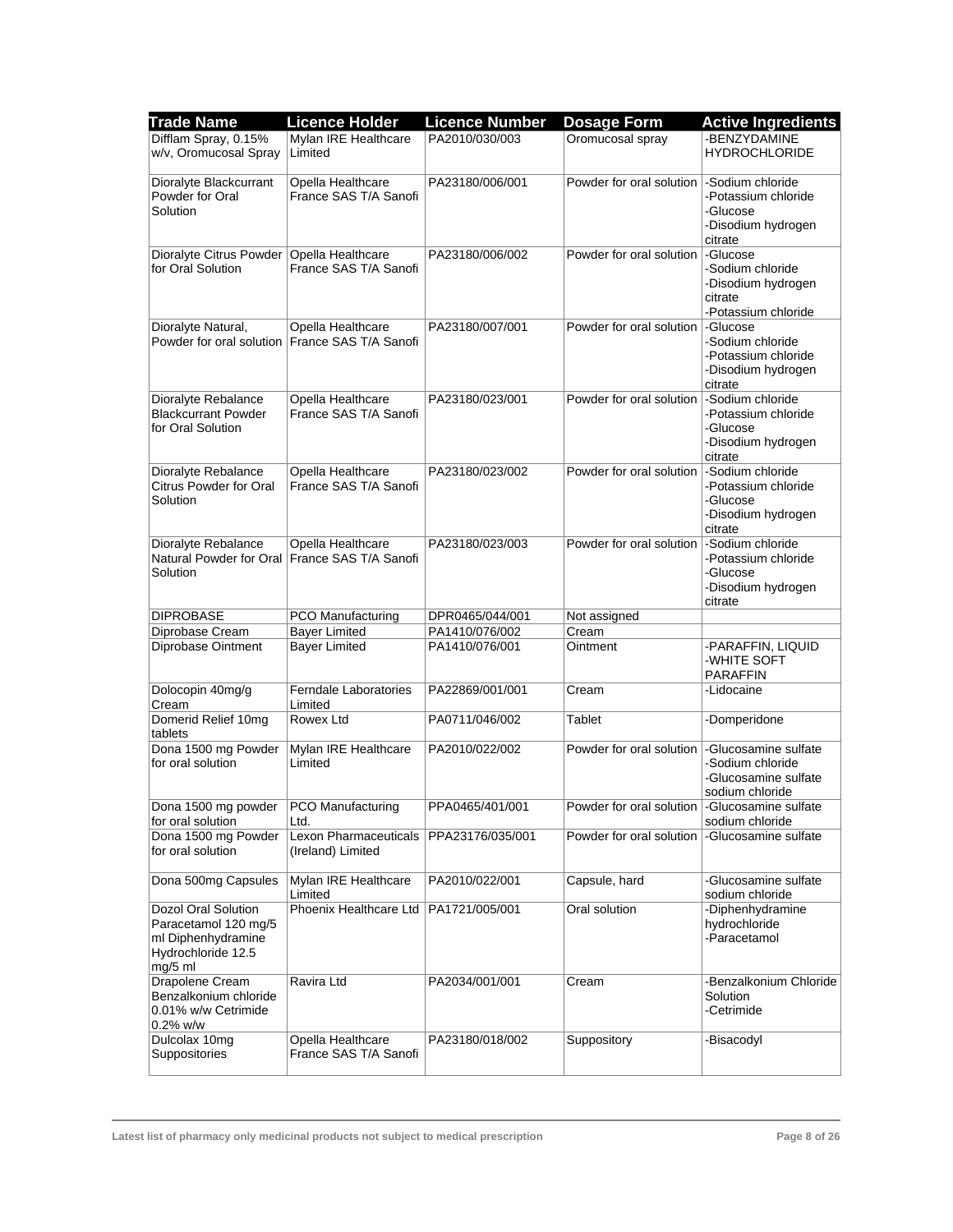| Trade Name | Licence Holder | Licence Number | Dosage Form | Active Ingredients |
|---|---|---|---|---|
| Difflam Spray, 0.15% w/v, Oromucosal Spray | Mylan IRE Healthcare Limited | PA2010/030/003 | Oromucosal spray | -BENZYDAMINE HYDROCHLORIDE |
| Dioralyte Blackcurrant Powder for Oral Solution | Opella Healthcare France SAS T/A Sanofi | PA23180/006/001 | Powder for oral solution | -Sodium chloride<br>-Potassium chloride<br>-Glucose<br>-Disodium hydrogen citrate |
| Dioralyte Citrus Powder for Oral Solution | Opella Healthcare France SAS T/A Sanofi | PA23180/006/002 | Powder for oral solution | -Glucose<br>-Sodium chloride<br>-Disodium hydrogen citrate<br>-Potassium chloride |
| Dioralyte Natural, Powder for oral solution | Opella Healthcare France SAS T/A Sanofi | PA23180/007/001 | Powder for oral solution | -Glucose<br>-Sodium chloride<br>-Potassium chloride<br>-Disodium hydrogen citrate |
| Dioralyte Rebalance Blackcurrant Powder for Oral Solution | Opella Healthcare France SAS T/A Sanofi | PA23180/023/001 | Powder for oral solution | -Sodium chloride<br>-Potassium chloride<br>-Glucose<br>-Disodium hydrogen citrate |
| Dioralyte Rebalance Citrus Powder for Oral Solution | Opella Healthcare France SAS T/A Sanofi | PA23180/023/002 | Powder for oral solution | -Sodium chloride<br>-Potassium chloride<br>-Glucose<br>-Disodium hydrogen citrate |
| Dioralyte Rebalance Natural Powder for Oral Solution | Opella Healthcare France SAS T/A Sanofi | PA23180/023/003 | Powder for oral solution | -Sodium chloride<br>-Potassium chloride<br>-Glucose<br>-Disodium hydrogen citrate |
| DIPROBASE | PCO Manufacturing | DPR0465/044/001 | Not assigned | |
| Diprobase Cream | Bayer Limited | PA1410/076/002 | Cream | |
| Diprobase Ointment | Bayer Limited | PA1410/076/001 | Ointment | -PARAFFIN, LIQUID<br>-WHITE SOFT PARAFFIN |
| Dolocopin 40mg/g Cream | Ferndale Laboratories Limited | PA22869/001/001 | Cream | -Lidocaine |
| Domerid Relief 10mg tablets | Rowex Ltd | PA0711/046/002 | Tablet | -Domperidone |
| Dona 1500 mg Powder for oral solution | Mylan IRE Healthcare Limited | PA2010/022/002 | Powder for oral solution | -Glucosamine sulfate<br>-Sodium chloride<br>-Glucosamine sulfate sodium chloride |
| Dona 1500 mg powder for oral solution | PCO Manufacturing Ltd. | PPA0465/401/001 | Powder for oral solution | -Glucosamine sulfate sodium chloride |
| Dona 1500 mg Powder for oral solution | Lexon Pharmaceuticals (Ireland) Limited | PPA23176/035/001 | Powder for oral solution | -Glucosamine sulfate |
| Dona 500mg Capsules | Mylan IRE Healthcare Limited | PA2010/022/001 | Capsule, hard | -Glucosamine sulfate sodium chloride |
| Dozol Oral Solution Paracetamol 120 mg/5 ml Diphenhydramine Hydrochloride 12.5 mg/5 ml | Phoenix Healthcare Ltd | PA1721/005/001 | Oral solution | -Diphenhydramine hydrochloride<br>-Paracetamol |
| Drapolene Cream Benzalkonium chloride 0.01% w/w Cetrimide 0.2% w/w | Ravira Ltd | PA2034/001/001 | Cream | -Benzalkonium Chloride Solution<br>-Cetrimide |
| Dulcolax 10mg Suppositories | Opella Healthcare France SAS T/A Sanofi | PA23180/018/002 | Suppository | -Bisacodyl |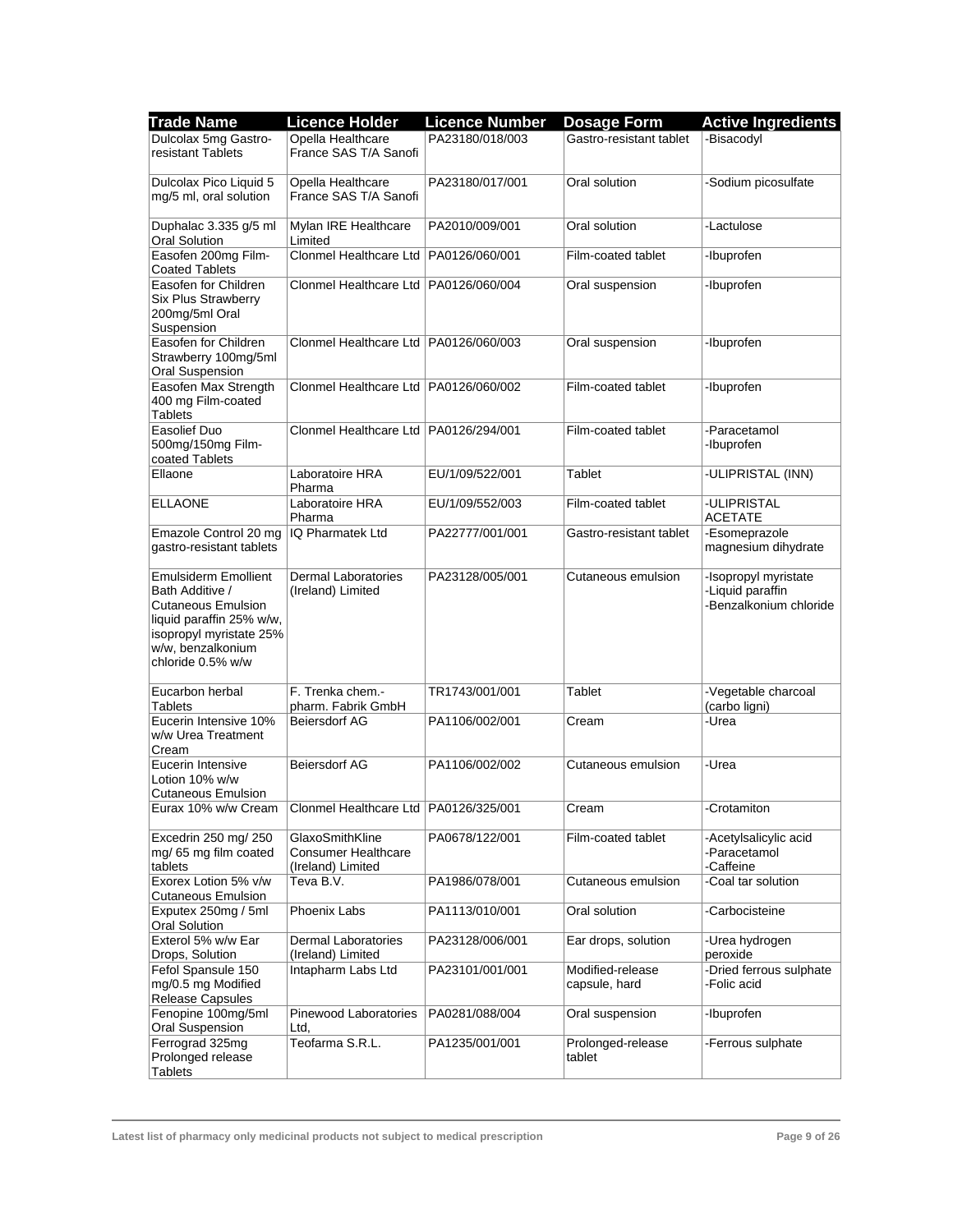| Trade Name | Licence Holder | Licence Number | Dosage Form | Active Ingredients |
|---|---|---|---|---|
| Dulcolax 5mg Gastro-resistant Tablets | Opella Healthcare France SAS T/A Sanofi | PA23180/018/003 | Gastro-resistant tablet | -Bisacodyl |
| Dulcolax Pico Liquid 5 mg/5 ml, oral solution | Opella Healthcare France SAS T/A Sanofi | PA23180/017/001 | Oral solution | -Sodium picosulfate |
| Duphalac 3.335 g/5 ml Oral Solution | Mylan IRE Healthcare Limited | PA2010/009/001 | Oral solution | -Lactulose |
| Easofen 200mg Film-Coated Tablets | Clonmel Healthcare Ltd | PA0126/060/001 | Film-coated tablet | -Ibuprofen |
| Easofen for Children Six Plus Strawberry 200mg/5ml Oral Suspension | Clonmel Healthcare Ltd | PA0126/060/004 | Oral suspension | -Ibuprofen |
| Easofen for Children Strawberry 100mg/5ml Oral Suspension | Clonmel Healthcare Ltd | PA0126/060/003 | Oral suspension | -Ibuprofen |
| Easofen Max Strength 400 mg Film-coated Tablets | Clonmel Healthcare Ltd | PA0126/060/002 | Film-coated tablet | -Ibuprofen |
| Easolief Duo 500mg/150mg Film-coated Tablets | Clonmel Healthcare Ltd | PA0126/294/001 | Film-coated tablet | -Paracetamol<br>-Ibuprofen |
| Ellaone | Laboratoire HRA Pharma | EU/1/09/522/001 | Tablet | -ULIPRISTAL (INN) |
| ELLAONE | Laboratoire HRA Pharma | EU/1/09/552/003 | Film-coated tablet | -ULIPRISTAL ACETATE |
| Emazole Control 20 mg gastro-resistant tablets | IQ Pharmatek Ltd | PA22777/001/001 | Gastro-resistant tablet | -Esomeprazole magnesium dihydrate |
| Emulsiderm Emollient Bath Additive / Cutaneous Emulsion liquid paraffin 25% w/w, isopropyl myristate 25% w/w, benzalkonium chloride 0.5% w/w | Dermal Laboratories (Ireland) Limited | PA23128/005/001 | Cutaneous emulsion | -Isopropyl myristate<br>-Liquid paraffin<br>-Benzalkonium chloride |
| Eucarbon herbal Tablets | F. Trenka chem.-pharm. Fabrik GmbH | TR1743/001/001 | Tablet | -Vegetable charcoal (carbo ligni) |
| Eucerin Intensive 10% w/w Urea Treatment Cream | Beiersdorf AG | PA1106/002/001 | Cream | -Urea |
| Eucerin Intensive Lotion 10% w/w Cutaneous Emulsion | Beiersdorf AG | PA1106/002/002 | Cutaneous emulsion | -Urea |
| Eurax 10% w/w Cream | Clonmel Healthcare Ltd | PA0126/325/001 | Cream | -Crotamiton |
| Excedrin 250 mg/ 250 mg/ 65 mg film coated tablets | GlaxoSmithKline Consumer Healthcare (Ireland) Limited | PA0678/122/001 | Film-coated tablet | -Acetylsalicylic acid<br>-Paracetamol<br>-Caffeine |
| Exorex Lotion 5% v/w Cutaneous Emulsion | Teva B.V. | PA1986/078/001 | Cutaneous emulsion | -Coal tar solution |
| Exputex 250mg / 5ml Oral Solution | Phoenix Labs | PA1113/010/001 | Oral solution | -Carbocisteine |
| Exterol 5% w/w Ear Drops, Solution | Dermal Laboratories (Ireland) Limited | PA23128/006/001 | Ear drops, solution | -Urea hydrogen peroxide |
| Fefol Spansule 150 mg/0.5 mg Modified Release Capsules | Intapharm Labs Ltd | PA23101/001/001 | Modified-release capsule, hard | -Dried ferrous sulphate<br>-Folic acid |
| Fenopine 100mg/5ml Oral Suspension | Pinewood Laboratories Ltd, | PA0281/088/004 | Oral suspension | -Ibuprofen |
| Ferrograd 325mg Prolonged release Tablets | Teofarma S.R.L. | PA1235/001/001 | Prolonged-release tablet | -Ferrous sulphate |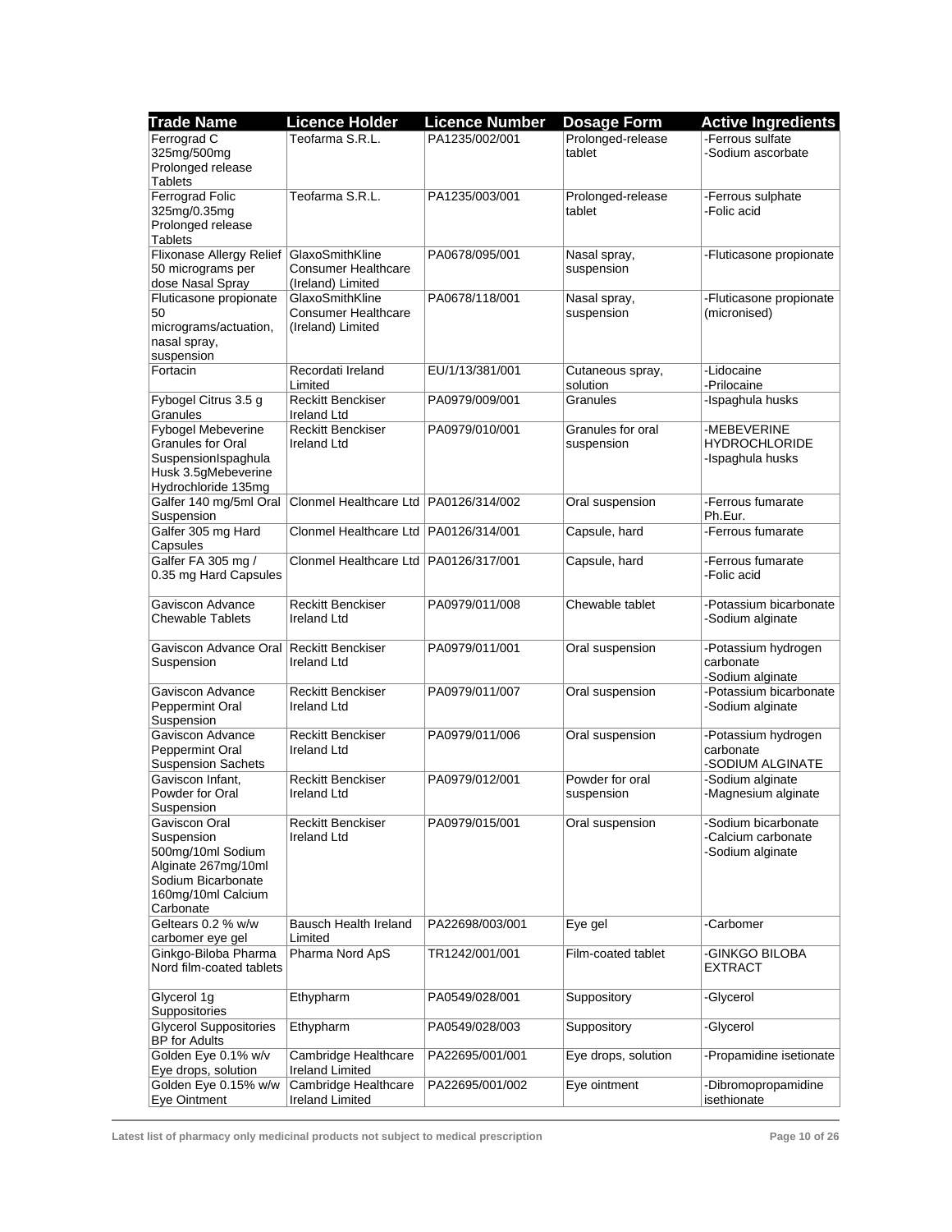| Trade Name | Licence Holder | Licence Number | Dosage Form | Active Ingredients |
|---|---|---|---|---|
| Ferrograd C 325mg/500mg Prolonged release Tablets | Teofarma S.R.L. | PA1235/002/001 | Prolonged-release tablet | -Ferrous sulfate<br>-Sodium ascorbate |
| Ferrograd Folic 325mg/0.35mg Prolonged release Tablets | Teofarma S.R.L. | PA1235/003/001 | Prolonged-release tablet | -Ferrous sulphate<br>-Folic acid |
| Flixonase Allergy Relief 50 micrograms per dose Nasal Spray | GlaxoSmithKline Consumer Healthcare (Ireland) Limited | PA0678/095/001 | Nasal spray, suspension | -Fluticasone propionate |
| Fluticasone propionate 50 micrograms/actuation, nasal spray, suspension | GlaxoSmithKline Consumer Healthcare (Ireland) Limited | PA0678/118/001 | Nasal spray, suspension | -Fluticasone propionate (micronised) |
| Fortacin | Recordati Ireland Limited | EU/1/13/381/001 | Cutaneous spray, solution | -Lidocaine<br>-Prilocaine |
| Fybogel Citrus 3.5 g Granules | Reckitt Benckiser Ireland Ltd | PA0979/009/001 | Granules | -Ispaghula husks |
| Fybogel Mebeverine Granules for Oral SuspensionIspaghula Husk 3.5gMebeverine Hydrochloride 135mg | Reckitt Benckiser Ireland Ltd | PA0979/010/001 | Granules for oral suspension | -MEBEVERINE HYDROCHLORIDE<br>-Ispaghula husks |
| Galfer 140 mg/5ml Oral Suspension | Clonmel Healthcare Ltd | PA0126/314/002 | Oral suspension | -Ferrous fumarate Ph.Eur. |
| Galfer 305 mg Hard Capsules | Clonmel Healthcare Ltd | PA0126/314/001 | Capsule, hard | -Ferrous fumarate |
| Galfer FA 305 mg / 0.35 mg Hard Capsules | Clonmel Healthcare Ltd | PA0126/317/001 | Capsule, hard | -Ferrous fumarate<br>-Folic acid |
| Gaviscon Advance Chewable Tablets | Reckitt Benckiser Ireland Ltd | PA0979/011/008 | Chewable tablet | -Potassium bicarbonate<br>-Sodium alginate |
| Gaviscon Advance Oral Suspension | Reckitt Benckiser Ireland Ltd | PA0979/011/001 | Oral suspension | -Potassium hydrogen carbonate<br>-Sodium alginate |
| Gaviscon Advance Peppermint Oral Suspension | Reckitt Benckiser Ireland Ltd | PA0979/011/007 | Oral suspension | -Potassium bicarbonate<br>-Sodium alginate |
| Gaviscon Advance Peppermint Oral Suspension Sachets | Reckitt Benckiser Ireland Ltd | PA0979/011/006 | Oral suspension | -Potassium hydrogen carbonate<br>-SODIUM ALGINATE |
| Gaviscon Infant, Powder for Oral Suspension | Reckitt Benckiser Ireland Ltd | PA0979/012/001 | Powder for oral suspension | -Sodium alginate<br>-Magnesium alginate |
| Gaviscon Oral Suspension 500mg/10ml Sodium Alginate 267mg/10ml Sodium Bicarbonate 160mg/10ml Calcium Carbonate | Reckitt Benckiser Ireland Ltd | PA0979/015/001 | Oral suspension | -Sodium bicarbonate<br>-Calcium carbonate<br>-Sodium alginate |
| Geltears 0.2 % w/w carbomer eye gel | Bausch Health Ireland Limited | PA22698/003/001 | Eye gel | -Carbomer |
| Ginkgo-Biloba Pharma Nord film-coated tablets | Pharma Nord ApS | TR1242/001/001 | Film-coated tablet | -GINKGO BILOBA EXTRACT |
| Glycerol 1g Suppositories | Ethypharm | PA0549/028/001 | Suppository | -Glycerol |
| Glycerol Suppositories BP for Adults | Ethypharm | PA0549/028/003 | Suppository | -Glycerol |
| Golden Eye 0.1% w/v Eye drops, solution | Cambridge Healthcare Ireland Limited | PA22695/001/001 | Eye drops, solution | -Propamidine isetionate |
| Golden Eye 0.15% w/w Eye Ointment | Cambridge Healthcare Ireland Limited | PA22695/001/002 | Eye ointment | -Dibromopropamidine isethionate |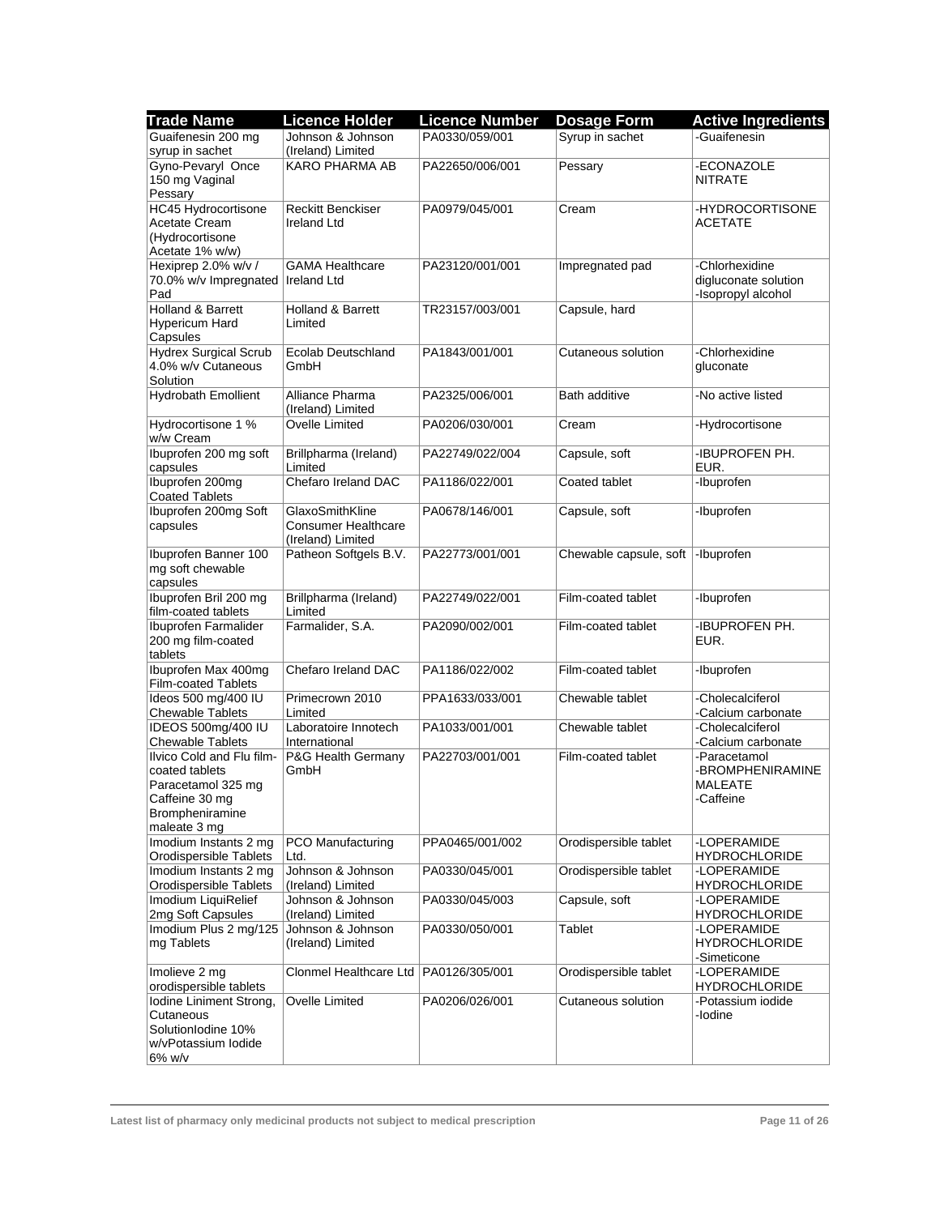| Trade Name | Licence Holder | Licence Number | Dosage Form | Active Ingredients |
|---|---|---|---|---|
| Guaifenesin 200 mg syrup in sachet | Johnson & Johnson (Ireland) Limited | PA0330/059/001 | Syrup in sachet | -Guaifenesin |
| Gyno-Pevaryl Once 150 mg Vaginal Pessary | KARO PHARMA AB | PA22650/006/001 | Pessary | -ECONAZOLE NITRATE |
| HC45 Hydrocortisone Acetate Cream (Hydrocortisone Acetate 1% w/w) | Reckitt Benckiser Ireland Ltd | PA0979/045/001 | Cream | -HYDROCORTISONE ACETATE |
| Hexiprep 2.0% w/v / 70.0% w/v Impregnated Pad | GAMA Healthcare Ireland Ltd | PA23120/001/001 | Impregnated pad | -Chlorhexidine digluconate solution -Isopropyl alcohol |
| Holland & Barrett Hypericum Hard Capsules | Holland & Barrett Limited | TR23157/003/001 | Capsule, hard | |
| Hydrex Surgical Scrub 4.0% w/v Cutaneous Solution | Ecolab Deutschland GmbH | PA1843/001/001 | Cutaneous solution | -Chlorhexidine gluconate |
| Hydrobath Emollient | Alliance Pharma (Ireland) Limited | PA2325/006/001 | Bath additive | -No active listed |
| Hydrocortisone 1 % w/w Cream | Ovelle Limited | PA0206/030/001 | Cream | -Hydrocortisone |
| Ibuprofen 200 mg soft capsules | Brillpharma (Ireland) Limited | PA22749/022/004 | Capsule, soft | -IBUPROFEN PH. EUR. |
| Ibuprofen 200mg Coated Tablets | Chefaro Ireland DAC | PA1186/022/001 | Coated tablet | -Ibuprofen |
| Ibuprofen 200mg Soft capsules | GlaxoSmithKline Consumer Healthcare (Ireland) Limited | PA0678/146/001 | Capsule, soft | -Ibuprofen |
| Ibuprofen Banner 100 mg soft chewable capsules | Patheon Softgels B.V. | PA22773/001/001 | Chewable capsule, soft | -Ibuprofen |
| Ibuprofen Bril 200 mg film-coated tablets | Brillpharma (Ireland) Limited | PA22749/022/001 | Film-coated tablet | -Ibuprofen |
| Ibuprofen Farmalider 200 mg film-coated tablets | Farmalider, S.A. | PA2090/002/001 | Film-coated tablet | -IBUPROFEN PH. EUR. |
| Ibuprofen Max 400mg Film-coated Tablets | Chefaro Ireland DAC | PA1186/022/002 | Film-coated tablet | -Ibuprofen |
| Ideos 500 mg/400 IU Chewable Tablets | Primecrown 2010 Limited | PPA1633/033/001 | Chewable tablet | -Cholecalciferol -Calcium carbonate |
| IDEOS 500mg/400 IU Chewable Tablets | Laboratoire Innotech International | PA1033/001/001 | Chewable tablet | -Cholecalciferol -Calcium carbonate |
| Ilvico Cold and Flu film-coated tablets Paracetamol 325 mg Caffeine 30 mg Brompheniramine maleate 3 mg | P&G Health Germany GmbH | PA22703/001/001 | Film-coated tablet | -Paracetamol -BROMPHENIRAMINE MALEATE -Caffeine |
| Imodium Instants 2 mg Orodispersible Tablets | PCO Manufacturing Ltd. | PPA0465/001/002 | Orodispersible tablet | -LOPERAMIDE HYDROCHLORIDE |
| Imodium Instants 2 mg Orodispersible Tablets | Johnson & Johnson (Ireland) Limited | PA0330/045/001 | Orodispersible tablet | -LOPERAMIDE HYDROCHLORIDE |
| Imodium LiquiRelief 2mg Soft Capsules | Johnson & Johnson (Ireland) Limited | PA0330/045/003 | Capsule, soft | -LOPERAMIDE HYDROCHLORIDE |
| Imodium Plus 2 mg/125 mg Tablets | Johnson & Johnson (Ireland) Limited | PA0330/050/001 | Tablet | -LOPERAMIDE HYDROCHLORIDE -Simeticone |
| Imolieve 2 mg orodispersible tablets | Clonmel Healthcare Ltd | PA0126/305/001 | Orodispersible tablet | -LOPERAMIDE HYDROCHLORIDE |
| Iodine Liniment Strong, Cutaneous SolutionIodine 10% w/vPotassium Iodide 6% w/v | Ovelle Limited | PA0206/026/001 | Cutaneous solution | -Potassium iodide -Iodine |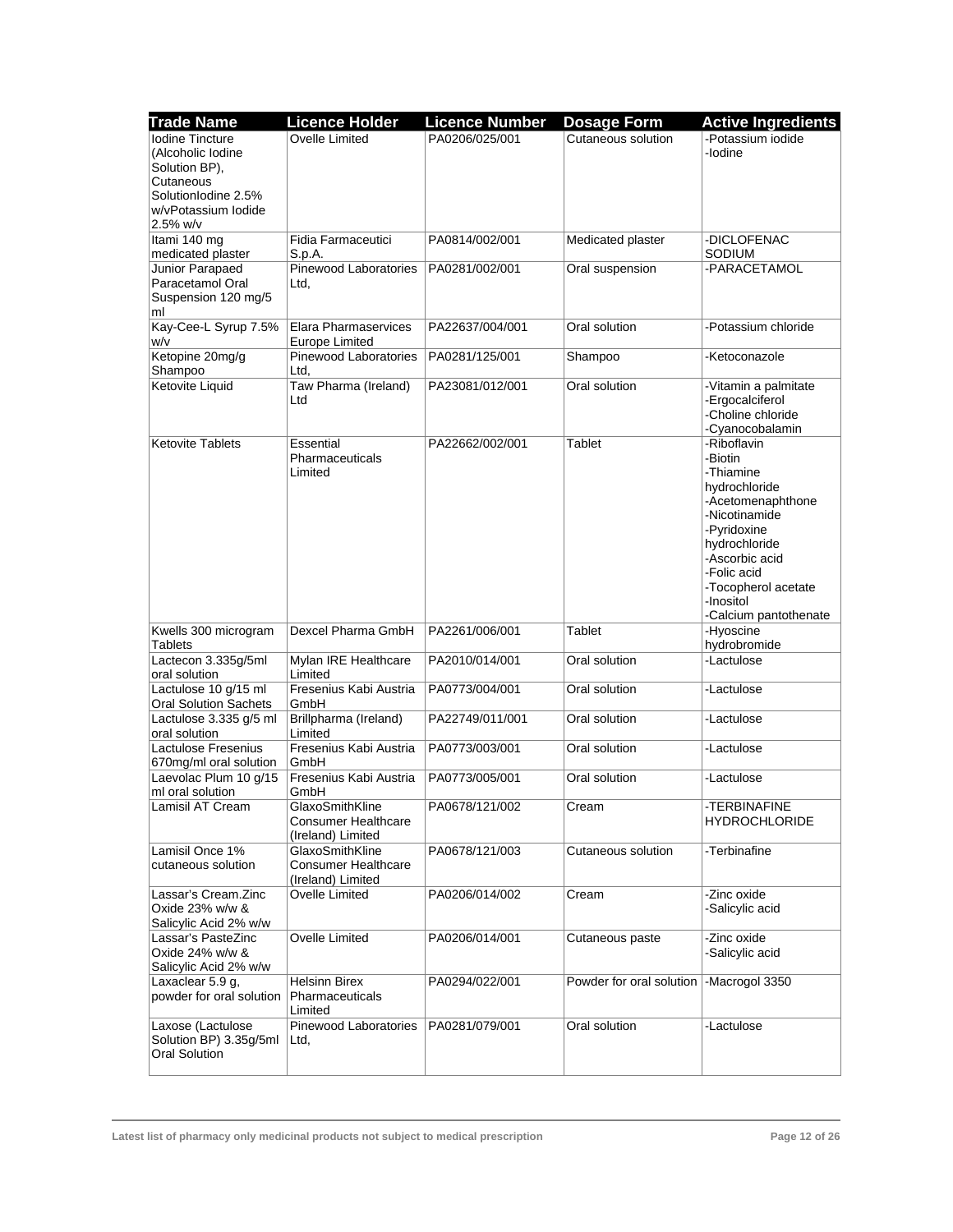| Trade Name | Licence Holder | Licence Number | Dosage Form | Active Ingredients |
|---|---|---|---|---|
| Iodine Tincture (Alcoholic Iodine Solution BP), Cutaneous SolutionIodine 2.5% w/vPotassium Iodide 2.5% w/v | Ovelle Limited | PA0206/025/001 | Cutaneous solution | -Potassium iodide<br>-Iodine |
| Itami 140 mg medicated plaster | Fidia Farmaceutici S.p.A. | PA0814/002/001 | Medicated plaster | -DICLOFENAC SODIUM |
| Junior Parapaed Paracetamol Oral Suspension 120 mg/5 ml | Pinewood Laboratories Ltd, | PA0281/002/001 | Oral suspension | -PARACETAMOL |
| Kay-Cee-L Syrup 7.5% w/v | Elara Pharmaservices Europe Limited | PA22637/004/001 | Oral solution | -Potassium chloride |
| Ketopine 20mg/g Shampoo | Pinewood Laboratories Ltd, | PA0281/125/001 | Shampoo | -Ketoconazole |
| Ketovite Liquid | Taw Pharma (Ireland) Ltd | PA23081/012/001 | Oral solution | -Vitamin a palmitate<br>-Ergocalciferol<br>-Choline chloride<br>-Cyanocobalamin |
| Ketovite Tablets | Essential Pharmaceuticals Limited | PA22662/002/001 | Tablet | -Riboflavin<br>-Biotin<br>-Thiamine hydrochloride<br>-Acetomenaphthone<br>-Nicotinamide<br>-Pyridoxine hydrochloride<br>-Ascorbic acid<br>-Folic acid<br>-Tocopherol acetate<br>-Inositol<br>-Calcium pantothenate |
| Kwells 300 microgram Tablets | Dexcel Pharma GmbH | PA2261/006/001 | Tablet | -Hyoscine hydrobromide |
| Lactecon 3.335g/5ml oral solution | Mylan IRE Healthcare Limited | PA2010/014/001 | Oral solution | -Lactulose |
| Lactulose 10 g/15 ml Oral Solution Sachets | Fresenius Kabi Austria GmbH | PA0773/004/001 | Oral solution | -Lactulose |
| Lactulose 3.335 g/5 ml oral solution | Brillpharma (Ireland) Limited | PA22749/011/001 | Oral solution | -Lactulose |
| Lactulose Fresenius 670mg/ml oral solution | Fresenius Kabi Austria GmbH | PA0773/003/001 | Oral solution | -Lactulose |
| Laevolac Plum 10 g/15 ml oral solution | Fresenius Kabi Austria GmbH | PA0773/005/001 | Oral solution | -Lactulose |
| Lamisil AT Cream | GlaxoSmithKline Consumer Healthcare (Ireland) Limited | PA0678/121/002 | Cream | -TERBINAFINE HYDROCHLORIDE |
| Lamisil Once 1% cutaneous solution | GlaxoSmithKline Consumer Healthcare (Ireland) Limited | PA0678/121/003 | Cutaneous solution | -Terbinafine |
| Lassar's Cream.Zinc Oxide 23% w/w & Salicylic Acid 2% w/w | Ovelle Limited | PA0206/014/002 | Cream | -Zinc oxide<br>-Salicylic acid |
| Lassar's PasteZinc Oxide 24% w/w & Salicylic Acid 2% w/w | Ovelle Limited | PA0206/014/001 | Cutaneous paste | -Zinc oxide<br>-Salicylic acid |
| Laxaclear 5.9 g, powder for oral solution | Helsinn Birex Pharmaceuticals Limited | PA0294/022/001 | Powder for oral solution | -Macrogol 3350 |
| Laxose (Lactulose Solution BP) 3.35g/5ml Oral Solution | Pinewood Laboratories Ltd, | PA0281/079/001 | Oral solution | -Lactulose |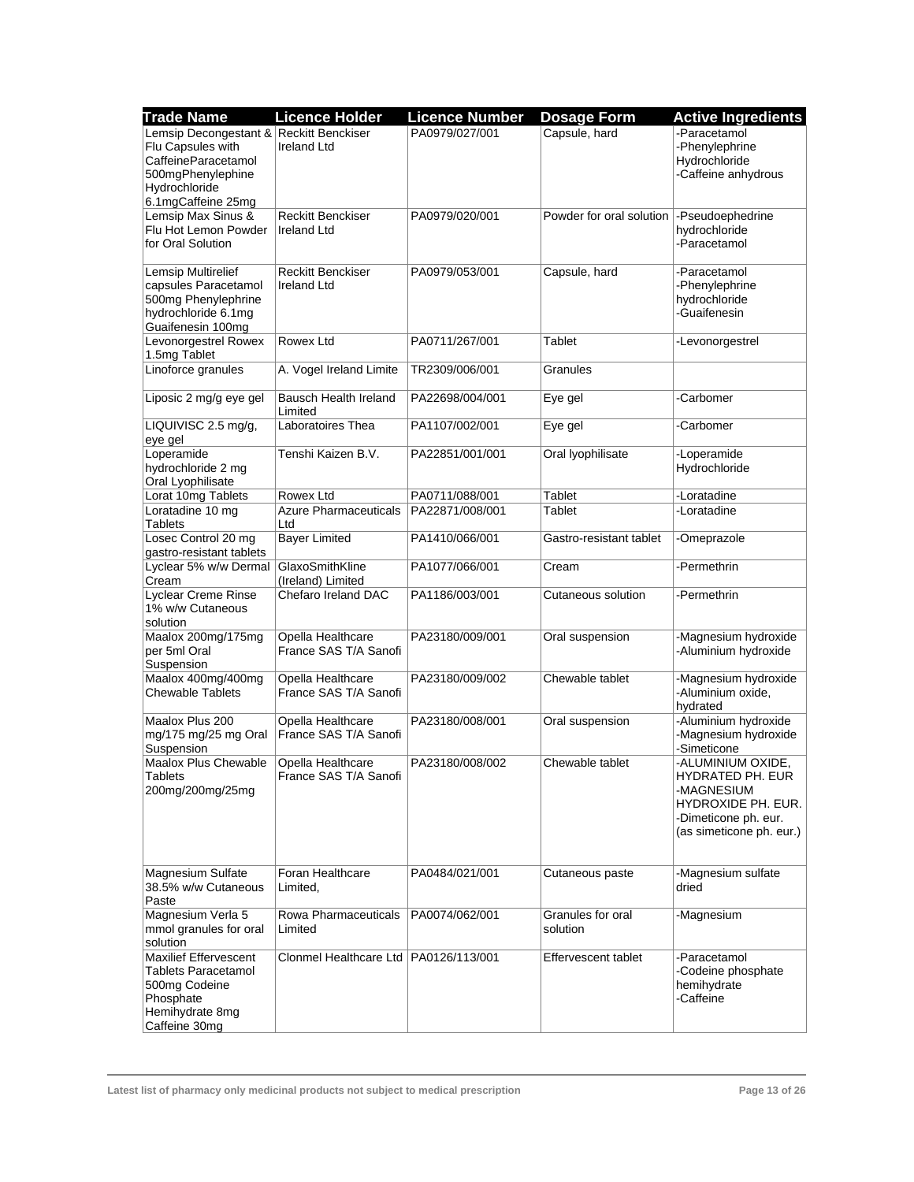| Trade Name | Licence Holder | Licence Number | Dosage Form | Active Ingredients |
| --- | --- | --- | --- | --- |
| Lemsip Decongestant & Flu Capsules with CaffeineParacetamol 500mgPhenylephine Hydrochloride 6.1mgCaffeine 25mg | Reckitt Benckiser Ireland Ltd | PA0979/027/001 | Capsule, hard | -Paracetamol<br>-Phenylephrine Hydrochloride<br>-Caffeine anhydrous |
| Lemsip Max Sinus & Flu Hot Lemon Powder for Oral Solution | Reckitt Benckiser Ireland Ltd | PA0979/020/001 | Powder for oral solution | -Pseudoephedrine hydrochloride<br>-Paracetamol |
| Lemsip Multirelief capsules Paracetamol 500mg Phenylephrine hydrochloride 6.1mg Guaifenesin 100mg | Reckitt Benckiser Ireland Ltd | PA0979/053/001 | Capsule, hard | -Paracetamol<br>-Phenylephrine hydrochloride<br>-Guaifenesin |
| Levonorgestrel Rowex 1.5mg Tablet | Rowex Ltd | PA0711/267/001 | Tablet | -Levonorgestrel |
| Linoforce granules | A. Vogel Ireland Limite | TR2309/006/001 | Granules | |
| Liposic 2 mg/g eye gel | Bausch Health Ireland Limited | PA22698/004/001 | Eye gel | -Carbomer |
| LIQUIVISC 2.5 mg/g, eye gel | Laboratoires Thea | PA1107/002/001 | Eye gel | -Carbomer |
| Loperamide hydrochloride 2 mg Oral Lyophilisate | Tenshi Kaizen B.V. | PA22851/001/001 | Oral lyophilisate | -Loperamide Hydrochloride |
| Lorat 10mg Tablets | Rowex Ltd | PA0711/088/001 | Tablet | -Loratadine |
| Loratadine 10 mg Tablets | Azure Pharmaceuticals Ltd | PA22871/008/001 | Tablet | -Loratadine |
| Losec Control 20 mg gastro-resistant tablets | Bayer Limited | PA1410/066/001 | Gastro-resistant tablet | -Omeprazole |
| Lyclear 5% w/w Dermal Cream | GlaxoSmithKline (Ireland) Limited | PA1077/066/001 | Cream | -Permethrin |
| Lyclear Creme Rinse 1% w/w Cutaneous solution | Chefaro Ireland DAC | PA1186/003/001 | Cutaneous solution | -Permethrin |
| Maalox 200mg/175mg per 5ml Oral Suspension | Opella Healthcare France SAS T/A Sanofi | PA23180/009/001 | Oral suspension | -Magnesium hydroxide<br>-Aluminium hydroxide |
| Maalox 400mg/400mg Chewable Tablets | Opella Healthcare France SAS T/A Sanofi | PA23180/009/002 | Chewable tablet | -Magnesium hydroxide<br>-Aluminium oxide, hydrated |
| Maalox Plus 200 mg/175 mg/25 mg Oral Suspension | Opella Healthcare France SAS T/A Sanofi | PA23180/008/001 | Oral suspension | -Aluminium hydroxide<br>-Magnesium hydroxide<br>-Simeticone |
| Maalox Plus Chewable Tablets 200mg/200mg/25mg | Opella Healthcare France SAS T/A Sanofi | PA23180/008/002 | Chewable tablet | -ALUMINIUM OXIDE, HYDRATED PH. EUR<br>-MAGNESIUM HYDROXIDE PH. EUR.<br>-Dimeticone ph. eur. (as simeticone ph. eur.) |
| Magnesium Sulfate 38.5% w/w Cutaneous Paste | Foran Healthcare Limited, | PA0484/021/001 | Cutaneous paste | -Magnesium sulfate dried |
| Magnesium Verla 5 mmol granules for oral solution | Rowa Pharmaceuticals Limited | PA0074/062/001 | Granules for oral solution | -Magnesium |
| Maxilief Effervescent Tablets Paracetamol 500mg Codeine Phosphate Hemihydrate 8mg Caffeine 30mg | Clonmel Healthcare Ltd | PA0126/113/001 | Effervescent tablet | -Paracetamol<br>-Codeine phosphate hemihydrate<br>-Caffeine |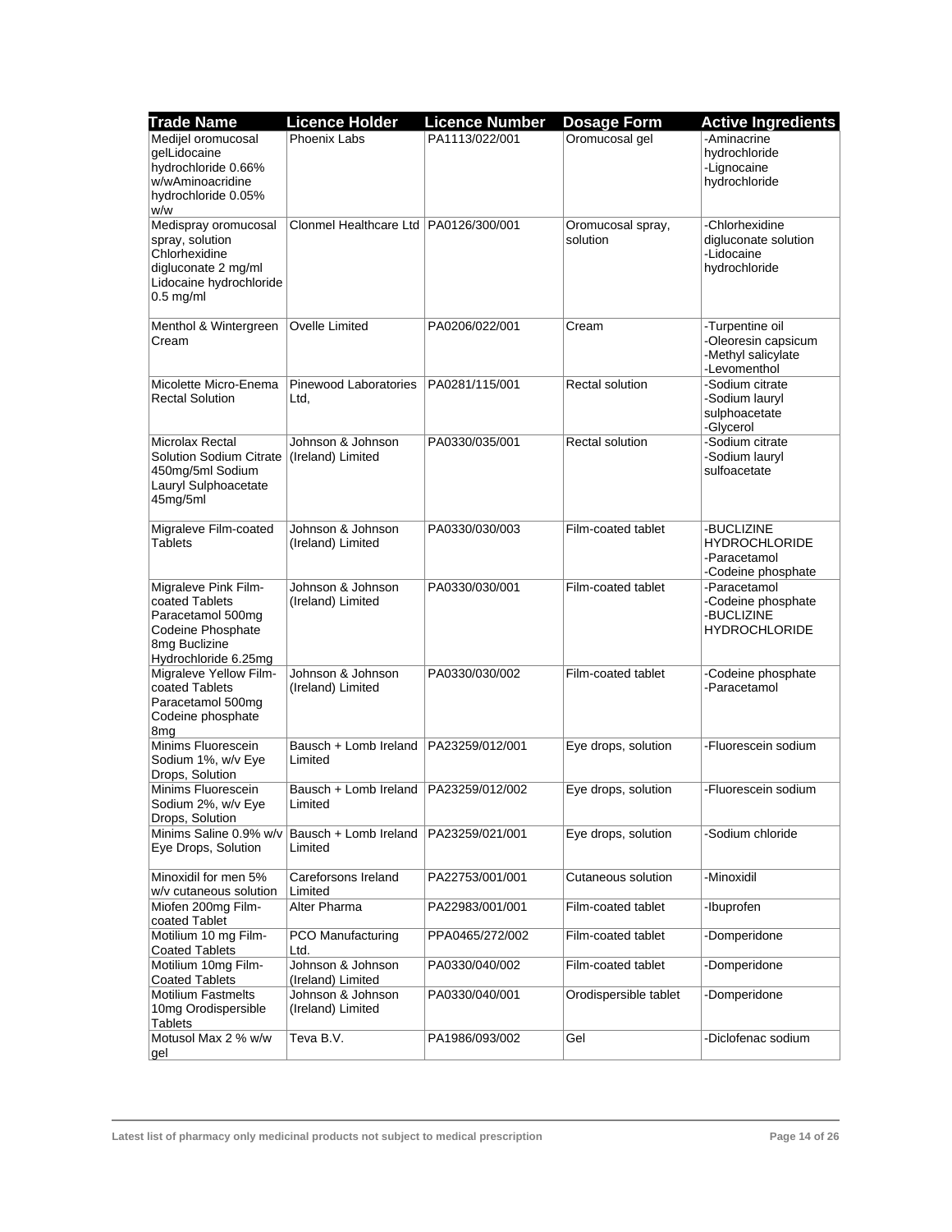| Trade Name | Licence Holder | Licence Number | Dosage Form | Active Ingredients |
| --- | --- | --- | --- | --- |
| Medijel oromucosal gelLidocaine hydrochloride 0.66% w/wAminoacridine hydrochloride 0.05% w/w | Phoenix Labs | PA1113/022/001 | Oromucosal gel | -Aminacrine hydrochloride<br>-Lignocaine hydrochloride |
| Medispray oromucosal spray, solution Chlorhexidine digluconate 2 mg/ml Lidocaine hydrochloride 0.5 mg/ml | Clonmel Healthcare Ltd | PA0126/300/001 | Oromucosal spray, solution | -Chlorhexidine digluconate solution<br>-Lidocaine hydrochloride |
| Menthol & Wintergreen Cream | Ovelle Limited | PA0206/022/001 | Cream | -Turpentine oil<br>-Oleoresin capsicum<br>-Methyl salicylate<br>-Levomenthol |
| Micolette Micro-Enema Rectal Solution | Pinewood Laboratories Ltd, | PA0281/115/001 | Rectal solution | -Sodium citrate<br>-Sodium lauryl sulphoacetate<br>-Glycerol |
| Microlax Rectal Solution Sodium Citrate 450mg/5ml Sodium Lauryl Sulphoacetate 45mg/5ml | Johnson & Johnson (Ireland) Limited | PA0330/035/001 | Rectal solution | -Sodium citrate<br>-Sodium lauryl sulfoacetate |
| Migraleve Film-coated Tablets | Johnson & Johnson (Ireland) Limited | PA0330/030/003 | Film-coated tablet | -BUCLIZINE HYDROCHLORIDE<br>-Paracetamol<br>-Codeine phosphate |
| Migraleve Pink Film-coated Tablets Paracetamol 500mg Codeine Phosphate 8mg Buclizine Hydrochloride 6.25mg | Johnson & Johnson (Ireland) Limited | PA0330/030/001 | Film-coated tablet | -Paracetamol<br>-Codeine phosphate<br>-BUCLIZINE HYDROCHLORIDE |
| Migraleve Yellow Film-coated Tablets Paracetamol 500mg Codeine phosphate 8mg | Johnson & Johnson (Ireland) Limited | PA0330/030/002 | Film-coated tablet | -Codeine phosphate<br>-Paracetamol |
| Minims Fluorescein Sodium 1%, w/v Eye Drops, Solution | Bausch + Lomb Ireland Limited | PA23259/012/001 | Eye drops, solution | -Fluorescein sodium |
| Minims Fluorescein Sodium 2%, w/v Eye Drops, Solution | Bausch + Lomb Ireland Limited | PA23259/012/002 | Eye drops, solution | -Fluorescein sodium |
| Minims Saline 0.9% w/v Eye Drops, Solution | Bausch + Lomb Ireland Limited | PA23259/021/001 | Eye drops, solution | -Sodium chloride |
| Minoxidil for men 5% w/v cutaneous solution | Careforsons Ireland Limited | PA22753/001/001 | Cutaneous solution | -Minoxidil |
| Miofen 200mg Film-coated Tablet | Alter Pharma | PA22983/001/001 | Film-coated tablet | -Ibuprofen |
| Motilium 10 mg Film-Coated Tablets | PCO Manufacturing Ltd. | PPA0465/272/002 | Film-coated tablet | -Domperidone |
| Motilium 10mg Film-Coated Tablets | Johnson & Johnson (Ireland) Limited | PA0330/040/002 | Film-coated tablet | -Domperidone |
| Motilium Fastmelts 10mg Orodispersible Tablets | Johnson & Johnson (Ireland) Limited | PA0330/040/001 | Orodispersible tablet | -Domperidone |
| Motusol Max 2 % w/w gel | Teva B.V. | PA1986/093/002 | Gel | -Diclofenac sodium |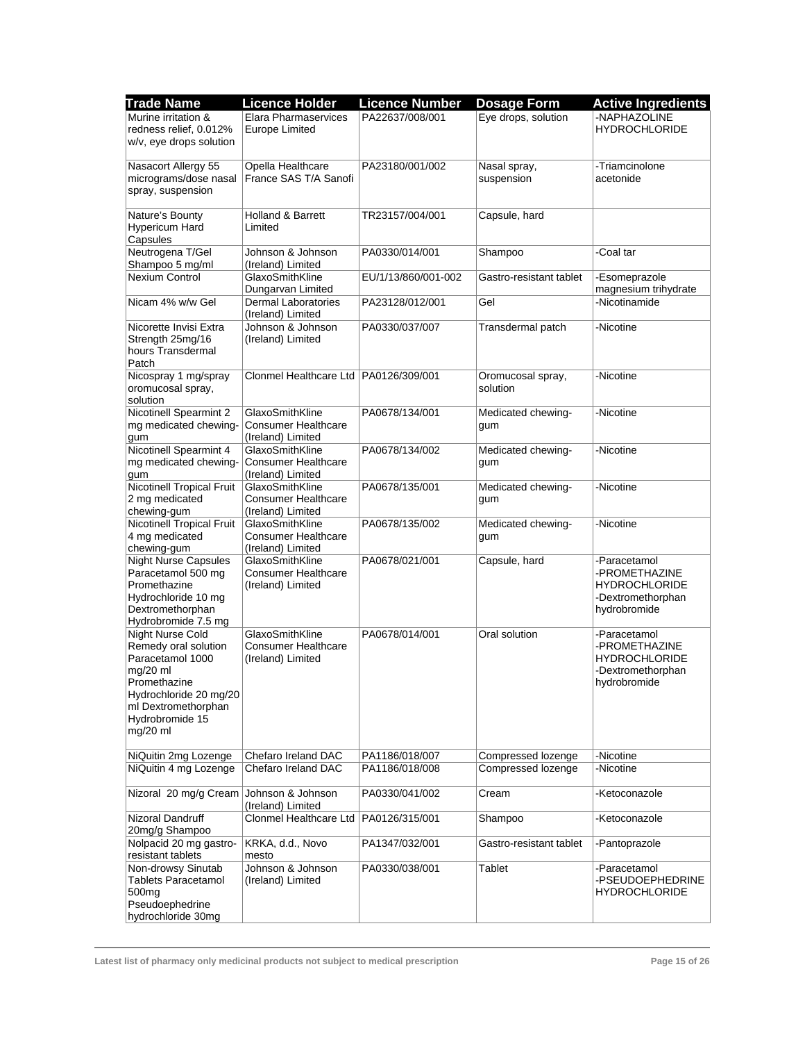| Trade Name | Licence Holder | Licence Number | Dosage Form | Active Ingredients |
|---|---|---|---|---|
| Murine irritation & redness relief, 0.012% w/v, eye drops solution | Elara Pharmaservices Europe Limited | PA22637/008/001 | Eye drops, solution | -NAPHAZOLINE HYDROCHLORIDE |
| Nasacort Allergy 55 micrograms/dose nasal spray, suspension | Opella Healthcare France SAS T/A Sanofi | PA23180/001/002 | Nasal spray, suspension | -Triamcinolone acetonide |
| Nature's Bounty Hypericum Hard Capsules | Holland & Barrett Limited | TR23157/004/001 | Capsule, hard | |
| Neutrogena T/Gel Shampoo 5 mg/ml | Johnson & Johnson (Ireland) Limited | PA0330/014/001 | Shampoo | -Coal tar |
| Nexium Control | GlaxoSmithKline Dungarvan Limited | EU/1/13/860/001-002 | Gastro-resistant tablet | -Esomeprazole magnesium trihydrate |
| Nicam 4% w/w Gel | Dermal Laboratories (Ireland) Limited | PA23128/012/001 | Gel | -Nicotinamide |
| Nicorette Invisi Extra Strength 25mg/16 hours Transdermal Patch | Johnson & Johnson (Ireland) Limited | PA0330/037/007 | Transdermal patch | -Nicotine |
| Nicospray 1 mg/spray oromucosal spray, solution | Clonmel Healthcare Ltd | PA0126/309/001 | Oromucosal spray, solution | -Nicotine |
| Nicotinell Spearmint 2 mg medicated chewing-gum | GlaxoSmithKline Consumer Healthcare (Ireland) Limited | PA0678/134/001 | Medicated chewing-gum | -Nicotine |
| Nicotinell Spearmint 4 mg medicated chewing-gum | GlaxoSmithKline Consumer Healthcare (Ireland) Limited | PA0678/134/002 | Medicated chewing-gum | -Nicotine |
| Nicotinell Tropical Fruit 2 mg medicated chewing-gum | GlaxoSmithKline Consumer Healthcare (Ireland) Limited | PA0678/135/001 | Medicated chewing-gum | -Nicotine |
| Nicotinell Tropical Fruit 4 mg medicated chewing-gum | GlaxoSmithKline Consumer Healthcare (Ireland) Limited | PA0678/135/002 | Medicated chewing-gum | -Nicotine |
| Night Nurse Capsules Paracetamol 500 mg Promethazine Hydrochloride 10 mg Dextromethorphan Hydrobromide 7.5 mg | GlaxoSmithKline Consumer Healthcare (Ireland) Limited | PA0678/021/001 | Capsule, hard | -Paracetamol -PROMETHAZINE HYDROCHLORIDE -Dextromethorphan hydrobromide |
| Night Nurse Cold Remedy oral solution Paracetamol 1000 mg/20 ml Promethazine Hydrochloride 20 mg/20 ml Dextromethorphan Hydrobromide 15 mg/20 ml | GlaxoSmithKline Consumer Healthcare (Ireland) Limited | PA0678/014/001 | Oral solution | -Paracetamol -PROMETHAZINE HYDROCHLORIDE -Dextromethorphan hydrobromide |
| NiQuitin 2mg Lozenge | Chefaro Ireland DAC | PA1186/018/007 | Compressed lozenge | -Nicotine |
| NiQuitin 4 mg Lozenge | Chefaro Ireland DAC | PA1186/018/008 | Compressed lozenge | -Nicotine |
| Nizoral 20 mg/g Cream | Johnson & Johnson (Ireland) Limited | PA0330/041/002 | Cream | -Ketoconazole |
| Nizoral Dandruff 20mg/g Shampoo | Clonmel Healthcare Ltd | PA0126/315/001 | Shampoo | -Ketoconazole |
| Nolpacid 20 mg gastro-resistant tablets | KRKA, d.d., Novo mesto | PA1347/032/001 | Gastro-resistant tablet | -Pantoprazole |
| Non-drowsy Sinutab Tablets Paracetamol 500mg Pseudoephedrine hydrochloride 30mg | Johnson & Johnson (Ireland) Limited | PA0330/038/001 | Tablet | -Paracetamol -PSEUDOEPHEDRINE HYDROCHLORIDE |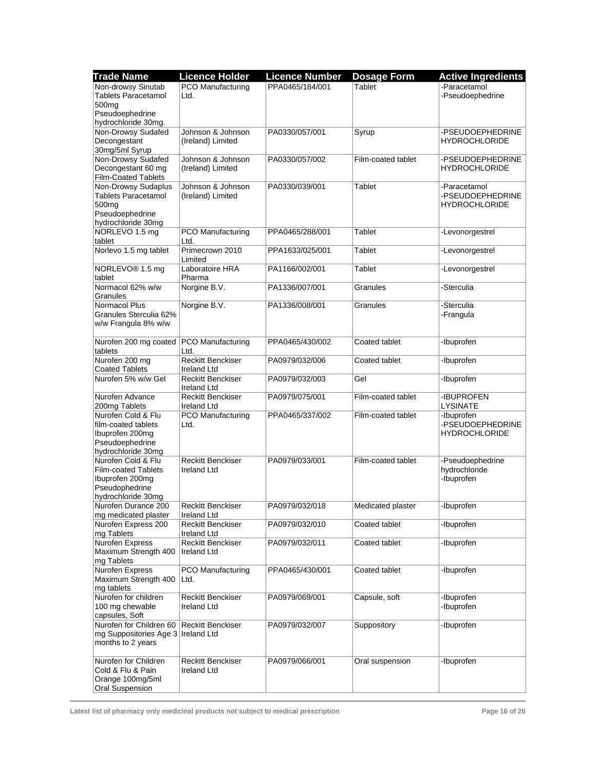| Trade Name | Licence Holder | Licence Number | Dosage Form | Active Ingredients |
|---|---|---|---|---|
| Non-drowsy Sinutab Tablets Paracetamol 500mg Pseudoephedrine hydrochloride 30mg. | PCO Manufacturing Ltd. | PPA0465/184/001 | Tablet | -Paracetamol -Pseudoephedrine |
| Non-Drowsy Sudafed Decongestant 30mg/5ml Syrup | Johnson & Johnson (Ireland) Limited | PA0330/057/001 | Syrup | -PSEUDOEPHEDRINE HYDROCHLORIDE |
| Non-Drowsy Sudafed Decongestant 60 mg Film-Coated Tablets | Johnson & Johnson (Ireland) Limited | PA0330/057/002 | Film-coated tablet | -PSEUDOEPHEDRINE HYDROCHLORIDE |
| Non-Drowsy Sudaplus Tablets Paracetamol 500mg Pseudoephedrine hydrochloride 30mg | Johnson & Johnson (Ireland) Limited | PA0330/039/001 | Tablet | -Paracetamol -PSEUDOEPHEDRINE HYDROCHLORIDE |
| NORLEVO 1.5 mg tablet | PCO Manufacturing Ltd. | PPA0465/288/001 | Tablet | -Levonorgestrel |
| Norlevo 1.5 mg tablet | Primecrown 2010 Limited | PPA1633/025/001 | Tablet | -Levonorgestrel |
| NORLEVO® 1.5 mg tablet | Laboratoire HRA Pharma | PA1166/002/001 | Tablet | -Levonorgestrel |
| Normacol 62% w/w Granules | Norgine B.V. | PA1336/007/001 | Granules | -Sterculia |
| Normacol Plus Granules Sterculia 62% w/w Frangula 8% w/w | Norgine B.V. | PA1336/008/001 | Granules | -Sterculia -Frangula |
| Nurofen 200 mg coated tablets | PCO Manufacturing Ltd. | PPA0465/430/002 | Coated tablet | -Ibuprofen |
| Nurofen 200 mg Coated Tablets | Reckitt Benckiser Ireland Ltd | PA0979/032/006 | Coated tablet | -Ibuprofen |
| Nurofen 5% w/w Gel | Reckitt Benckiser Ireland Ltd | PA0979/032/003 | Gel | -Ibuprofen |
| Nurofen Advance 200mg Tablets | Reckitt Benckiser Ireland Ltd | PA0979/075/001 | Film-coated tablet | -IBUPROFEN LYSINATE |
| Nurofen Cold & Flu film-coated tablets Ibuprofen 200mg Pseudoephedrine hydrochloride 30mg | PCO Manufacturing Ltd. | PPA0465/337/002 | Film-coated tablet | -Ibuprofen -PSEUDOEPHEDRINE HYDROCHLORIDE |
| Nurofen Cold & Flu Film-coated Tablets Ibuprofen 200mg Pseudophedrine hydrochloride 30mg | Reckitt Benckiser Ireland Ltd | PA0979/033/001 | Film-coated tablet | -Pseudoephedrine hydrochloride -Ibuprofen |
| Nurofen Durance 200 mg medicated plaster | Reckitt Benckiser Ireland Ltd | PA0979/032/018 | Medicated plaster | -Ibuprofen |
| Nurofen Express 200 mg Tablets | Reckitt Benckiser Ireland Ltd | PA0979/032/010 | Coated tablet | -Ibuprofen |
| Nurofen Express Maximum Strength 400 mg Tablets | Reckitt Benckiser Ireland Ltd | PA0979/032/011 | Coated tablet | -Ibuprofen |
| Nurofen Express Maximum Strength 400 mg tablets | PCO Manufacturing Ltd. | PPA0465/430/001 | Coated tablet | -Ibuprofen |
| Nurofen for children 100 mg chewable capsules, Soft | Reckitt Benckiser Ireland Ltd | PA0979/069/001 | Capsule, soft | -Ibuprofen -Ibuprofen |
| Nurofen for Children 60 mg Suppositories Age 3 months to 2 years | Reckitt Benckiser Ireland Ltd | PA0979/032/007 | Suppository | -Ibuprofen |
| Nurofen for Children Cold & Flu & Pain Orange 100mg/5ml Oral Suspension | Reckitt Benckiser Ireland Ltd | PA0979/066/001 | Oral suspension | -Ibuprofen |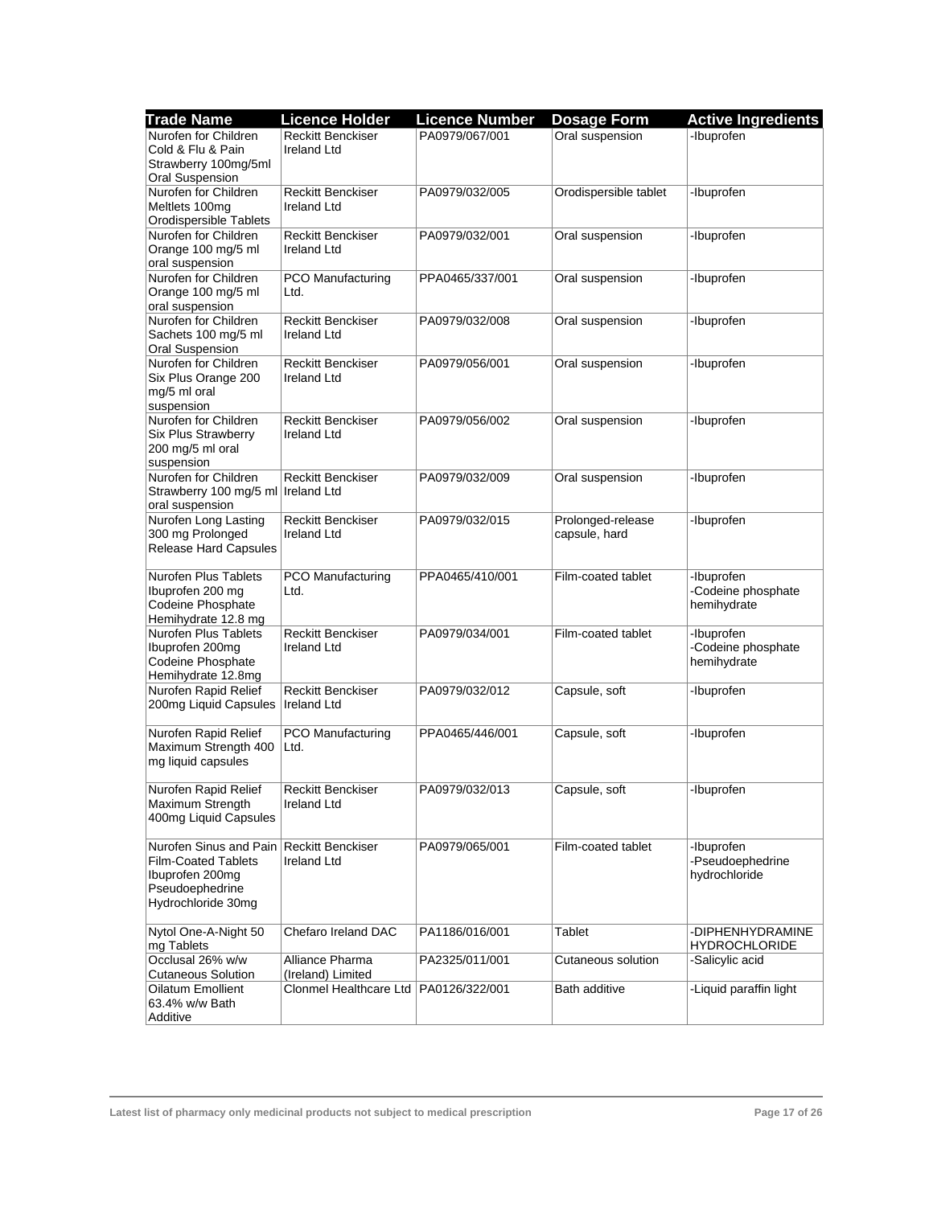| Trade Name | Licence Holder | Licence Number | Dosage Form | Active Ingredients |
| --- | --- | --- | --- | --- |
| Nurofen for Children Cold & Flu & Pain Strawberry 100mg/5ml Oral Suspension | Reckitt Benckiser Ireland Ltd | PA0979/067/001 | Oral suspension | -Ibuprofen |
| Nurofen for Children Meltlets 100mg Orodispersible Tablets | Reckitt Benckiser Ireland Ltd | PA0979/032/005 | Orodispersible tablet | -Ibuprofen |
| Nurofen for Children Orange 100 mg/5 ml oral suspension | Reckitt Benckiser Ireland Ltd | PA0979/032/001 | Oral suspension | -Ibuprofen |
| Nurofen for Children Orange 100 mg/5 ml oral suspension | PCO Manufacturing Ltd. | PPA0465/337/001 | Oral suspension | -Ibuprofen |
| Nurofen for Children Sachets 100 mg/5 ml Oral Suspension | Reckitt Benckiser Ireland Ltd | PA0979/032/008 | Oral suspension | -Ibuprofen |
| Nurofen for Children Six Plus Orange 200 mg/5 ml oral suspension | Reckitt Benckiser Ireland Ltd | PA0979/056/001 | Oral suspension | -Ibuprofen |
| Nurofen for Children Six Plus Strawberry 200 mg/5 ml oral suspension | Reckitt Benckiser Ireland Ltd | PA0979/056/002 | Oral suspension | -Ibuprofen |
| Nurofen for Children Strawberry 100 mg/5 ml oral suspension | Reckitt Benckiser Ireland Ltd | PA0979/032/009 | Oral suspension | -Ibuprofen |
| Nurofen Long Lasting 300 mg Prolonged Release Hard Capsules | Reckitt Benckiser Ireland Ltd | PA0979/032/015 | Prolonged-release capsule, hard | -Ibuprofen |
| Nurofen Plus Tablets Ibuprofen 200 mg Codeine Phosphate Hemihydrate 12.8 mg | PCO Manufacturing Ltd. | PPA0465/410/001 | Film-coated tablet | -Ibuprofen<br>-Codeine phosphate hemihydrate |
| Nurofen Plus Tablets Ibuprofen 200mg Codeine Phosphate Hemihydrate 12.8mg | Reckitt Benckiser Ireland Ltd | PA0979/034/001 | Film-coated tablet | -Ibuprofen<br>-Codeine phosphate hemihydrate |
| Nurofen Rapid Relief 200mg Liquid Capsules | Reckitt Benckiser Ireland Ltd | PA0979/032/012 | Capsule, soft | -Ibuprofen |
| Nurofen Rapid Relief Maximum Strength 400 mg liquid capsules | PCO Manufacturing Ltd. | PPA0465/446/001 | Capsule, soft | -Ibuprofen |
| Nurofen Rapid Relief Maximum Strength 400mg Liquid Capsules | Reckitt Benckiser Ireland Ltd | PA0979/032/013 | Capsule, soft | -Ibuprofen |
| Nurofen Sinus and Pain Film-Coated Tablets Ibuprofen 200mg Pseudoephedrine Hydrochloride 30mg | Reckitt Benckiser Ireland Ltd | PA0979/065/001 | Film-coated tablet | -Ibuprofen<br>-Pseudoephedrine hydrochloride |
| Nytol One-A-Night 50 mg Tablets | Chefaro Ireland DAC | PA1186/016/001 | Tablet | -DIPHENHYDRAMINE HYDROCHLORIDE |
| Occlusal 26% w/w Cutaneous Solution | Alliance Pharma (Ireland) Limited | PA2325/011/001 | Cutaneous solution | -Salicylic acid |
| Oilatum Emollient 63.4% w/w Bath Additive | Clonmel Healthcare Ltd | PA0126/322/001 | Bath additive | -Liquid paraffin light |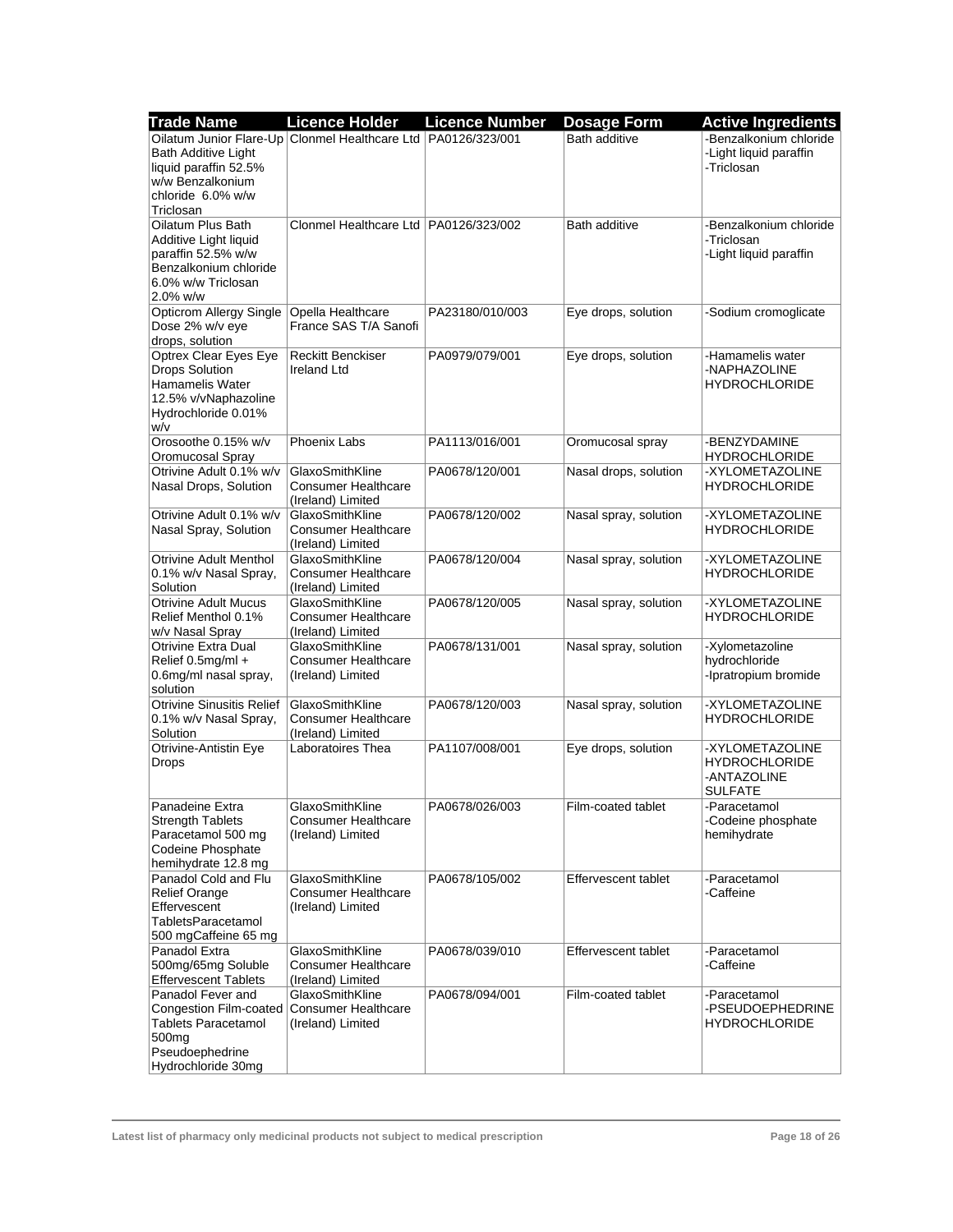| Trade Name | Licence Holder | Licence Number | Dosage Form | Active Ingredients |
|---|---|---|---|---|
| Oilatum Junior Flare-Up Bath Additive Light liquid paraffin 52.5% w/w Benzalkonium chloride 6.0% w/w Triclosan | Clonmel Healthcare Ltd | PA0126/323/001 | Bath additive | -Benzalkonium chloride<br>-Light liquid paraffin<br>-Triclosan |
| Oilatum Plus Bath Additive Light liquid paraffin 52.5% w/w Benzalkonium chloride 6.0% w/w Triclosan 2.0% w/w | Clonmel Healthcare Ltd | PA0126/323/002 | Bath additive | -Benzalkonium chloride<br>-Triclosan<br>-Light liquid paraffin |
| Opticrom Allergy Single Dose 2% w/v eye drops, solution | Opella Healthcare France SAS T/A Sanofi | PA23180/010/003 | Eye drops, solution | -Sodium cromoglicate |
| Optrex Clear Eyes Eye Drops Solution Hamamelis Water 12.5% v/vNaphazoline Hydrochloride 0.01% w/v | Reckitt Benckiser Ireland Ltd | PA0979/079/001 | Eye drops, solution | -Hamamelis water<br>-NAPHAZOLINE HYDROCHLORIDE |
| Orosoothe 0.15% w/v Oromucosal Spray | Phoenix Labs | PA1113/016/001 | Oromucosal spray | -BENZYDAMINE HYDROCHLORIDE |
| Otrivine Adult 0.1% w/v Nasal Drops, Solution | GlaxoSmithKline Consumer Healthcare (Ireland) Limited | PA0678/120/001 | Nasal drops, solution | -XYLOMETAZOLINE HYDROCHLORIDE |
| Otrivine Adult 0.1% w/v Nasal Spray, Solution | GlaxoSmithKline Consumer Healthcare (Ireland) Limited | PA0678/120/002 | Nasal spray, solution | -XYLOMETAZOLINE HYDROCHLORIDE |
| Otrivine Adult Menthol 0.1% w/v Nasal Spray, Solution | GlaxoSmithKline Consumer Healthcare (Ireland) Limited | PA0678/120/004 | Nasal spray, solution | -XYLOMETAZOLINE HYDROCHLORIDE |
| Otrivine Adult Mucus Relief Menthol 0.1% w/v Nasal Spray | GlaxoSmithKline Consumer Healthcare (Ireland) Limited | PA0678/120/005 | Nasal spray, solution | -XYLOMETAZOLINE HYDROCHLORIDE |
| Otrivine Extra Dual Relief 0.5mg/ml + 0.6mg/ml nasal spray, solution | GlaxoSmithKline Consumer Healthcare (Ireland) Limited | PA0678/131/001 | Nasal spray, solution | -Xylometazoline hydrochloride<br>-Ipratropium bromide |
| Otrivine Sinusitis Relief 0.1% w/v Nasal Spray, Solution | GlaxoSmithKline Consumer Healthcare (Ireland) Limited | PA0678/120/003 | Nasal spray, solution | -XYLOMETAZOLINE HYDROCHLORIDE |
| Otrivine-Antistin Eye Drops | Laboratoires Thea | PA1107/008/001 | Eye drops, solution | -XYLOMETAZOLINE HYDROCHLORIDE<br>-ANTAZOLINE SULFATE |
| Panadeine Extra Strength Tablets Paracetamol 500 mg Codeine Phosphate hemihydrate 12.8 mg | GlaxoSmithKline Consumer Healthcare (Ireland) Limited | PA0678/026/003 | Film-coated tablet | -Paracetamol<br>-Codeine phosphate hemihydrate |
| Panadol Cold and Flu Relief Orange Effervescent TabletsParacetamol 500 mgCaffeine 65 mg | GlaxoSmithKline Consumer Healthcare (Ireland) Limited | PA0678/105/002 | Effervescent tablet | -Paracetamol<br>-Caffeine |
| Panadol Extra 500mg/65mg Soluble Effervescent Tablets | GlaxoSmithKline Consumer Healthcare (Ireland) Limited | PA0678/039/010 | Effervescent tablet | -Paracetamol<br>-Caffeine |
| Panadol Fever and Congestion Film-coated Tablets Paracetamol 500mg Pseudoephedrine Hydrochloride 30mg | GlaxoSmithKline Consumer Healthcare (Ireland) Limited | PA0678/094/001 | Film-coated tablet | -Paracetamol<br>-PSEUDOEPHEDRINE HYDROCHLORIDE |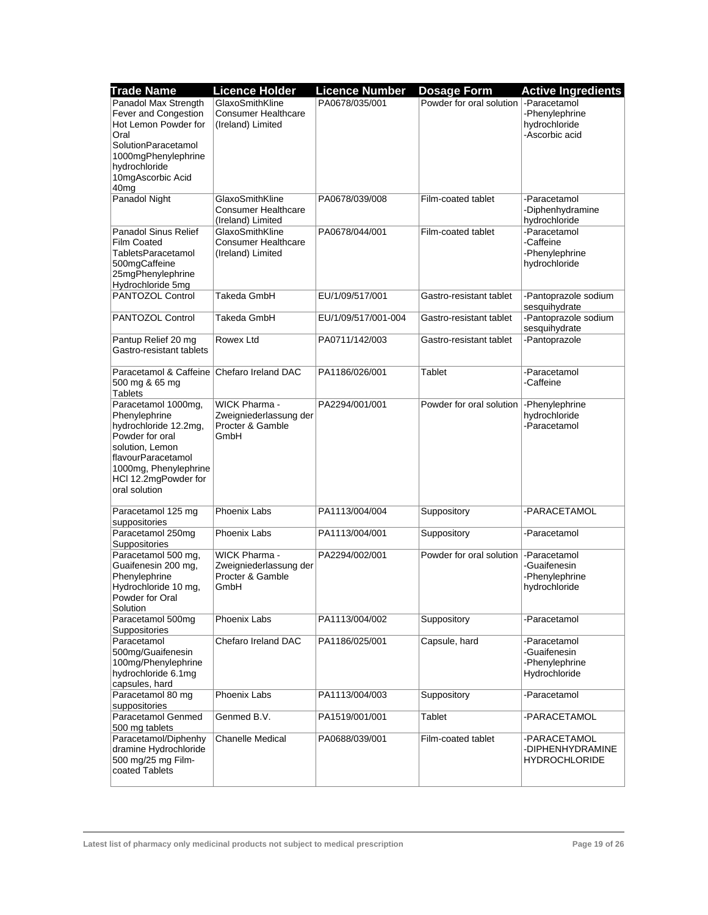| Trade Name | Licence Holder | Licence Number | Dosage Form | Active Ingredients |
|---|---|---|---|---|
| Panadol Max Strength Fever and Congestion Hot Lemon Powder for Oral SolutionParacetamol 1000mgPhenylephrine hydrochloride 10mgAscorbic Acid 40mg | GlaxoSmithKline Consumer Healthcare (Ireland) Limited | PA0678/035/001 | Powder for oral solution | -Paracetamol -Phenylephrine hydrochloride -Ascorbic acid |
| Panadol Night | GlaxoSmithKline Consumer Healthcare (Ireland) Limited | PA0678/039/008 | Film-coated tablet | -Paracetamol -Diphenhydramine hydrochloride |
| Panadol Sinus Relief Film Coated TabletsParacetamol 500mgCaffeine 25mgPhenylephrine Hydrochloride 5mg | GlaxoSmithKline Consumer Healthcare (Ireland) Limited | PA0678/044/001 | Film-coated tablet | -Paracetamol -Caffeine -Phenylephrine hydrochloride |
| PANTOZOL Control | Takeda GmbH | EU/1/09/517/001 | Gastro-resistant tablet | -Pantoprazole sodium sesquihydrate |
| PANTOZOL Control | Takeda GmbH | EU/1/09/517/001-004 | Gastro-resistant tablet | -Pantoprazole sodium sesquihydrate |
| Pantup Relief 20 mg Gastro-resistant tablets | Rowex Ltd | PA0711/142/003 | Gastro-resistant tablet | -Pantoprazole |
| Paracetamol & Caffeine 500 mg & 65 mg Tablets | Chefaro Ireland DAC | PA1186/026/001 | Tablet | -Paracetamol -Caffeine |
| Paracetamol 1000mg, Phenylephrine hydrochloride 12.2mg, Powder for oral solution, Lemon flavourParacetamol 1000mg, Phenylephrine HCl 12.2mgPowder for oral solution | WICK Pharma - Zweigniederlassung der Procter & Gamble GmbH | PA2294/001/001 | Powder for oral solution | -Phenylephrine hydrochloride -Paracetamol |
| Paracetamol 125 mg suppositories | Phoenix Labs | PA1113/004/004 | Suppository | -PARACETAMOL |
| Paracetamol 250mg Suppositories | Phoenix Labs | PA1113/004/001 | Suppository | -Paracetamol |
| Paracetamol 500 mg, Guaifenesin 200 mg, Phenylephrine Hydrochloride 10 mg, Powder for Oral Solution | WICK Pharma - Zweigniederlassung der Procter & Gamble GmbH | PA2294/002/001 | Powder for oral solution | -Paracetamol -Guaifenesin -Phenylephrine hydrochloride |
| Paracetamol 500mg Suppositories | Phoenix Labs | PA1113/004/002 | Suppository | -Paracetamol |
| Paracetamol 500mg/Guaifenesin 100mg/Phenylephrine hydrochloride 6.1mg capsules, hard | Chefaro Ireland DAC | PA1186/025/001 | Capsule, hard | -Paracetamol -Guaifenesin -Phenylephrine Hydrochloride |
| Paracetamol 80 mg suppositories | Phoenix Labs | PA1113/004/003 | Suppository | -Paracetamol |
| Paracetamol Genmed 500 mg tablets | Genmed B.V. | PA1519/001/001 | Tablet | -PARACETAMOL |
| Paracetamol/Diphenhydramine Hydrochloride 500 mg/25 mg Film-coated Tablets | Chanelle Medical | PA0688/039/001 | Film-coated tablet | -PARACETAMOL -DIPHENHYDRAMINE HYDROCHLORIDE |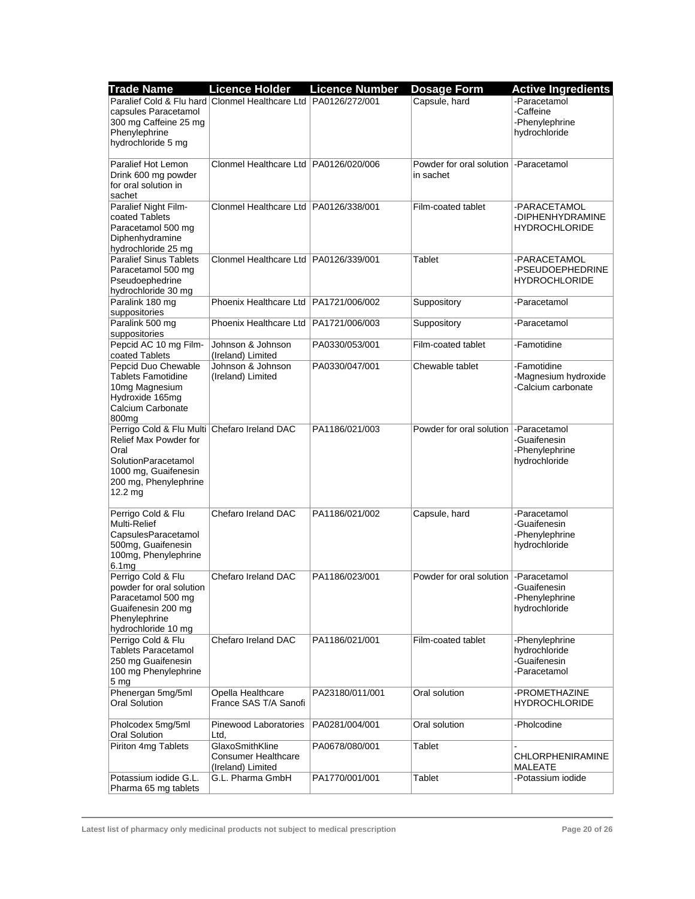| Trade Name | Licence Holder | Licence Number | Dosage Form | Active Ingredients |
|---|---|---|---|---|
| Paralief Cold & Flu hard capsules Paracetamol 300 mg Caffeine 25 mg Phenylephrine hydrochloride 5 mg | Clonmel Healthcare Ltd | PA0126/272/001 | Capsule, hard | -Paracetamol<br>-Caffeine<br>-Phenylephrine hydrochloride |
| Paralief Hot Lemon Drink 600 mg powder for oral solution in sachet | Clonmel Healthcare Ltd | PA0126/020/006 | Powder for oral solution in sachet | -Paracetamol |
| Paralief Night Film-coated Tablets Paracetamol 500 mg Diphenhydramine hydrochloride 25 mg | Clonmel Healthcare Ltd | PA0126/338/001 | Film-coated tablet | -PARACETAMOL<br>-DIPHENHYDRAMINE HYDROCHLORIDE |
| Paralief Sinus Tablets Paracetamol 500 mg Pseudoephedrine hydrochloride 30 mg | Clonmel Healthcare Ltd | PA0126/339/001 | Tablet | -PARACETAMOL<br>-PSEUDOEPHEDRINE HYDROCHLORIDE |
| Paralink 180 mg suppositories | Phoenix Healthcare Ltd | PA1721/006/002 | Suppository | -Paracetamol |
| Paralink 500 mg suppositories | Phoenix Healthcare Ltd | PA1721/006/003 | Suppository | -Paracetamol |
| Pepcid AC 10 mg Film-coated Tablets | Johnson & Johnson (Ireland) Limited | PA0330/053/001 | Film-coated tablet | -Famotidine |
| Pepcid Duo Chewable Tablets Famotidine 10mg Magnesium Hydroxide 165mg Calcium Carbonate 800mg | Johnson & Johnson (Ireland) Limited | PA0330/047/001 | Chewable tablet | -Famotidine<br>-Magnesium hydroxide<br>-Calcium carbonate |
| Perrigo Cold & Flu Multi Relief Max Powder for Oral SolutionParacetamol 1000 mg, Guaifenesin 200 mg, Phenylephrine 12.2 mg | Chefaro Ireland DAC | PA1186/021/003 | Powder for oral solution | -Paracetamol<br>-Guaifenesin<br>-Phenylephrine hydrochloride |
| Perrigo Cold & Flu Multi-Relief CapsulesParacetamol 500mg, Guaifenesin 100mg, Phenylephrine 6.1mg | Chefaro Ireland DAC | PA1186/021/002 | Capsule, hard | -Paracetamol<br>-Guaifenesin<br>-Phenylephrine hydrochloride |
| Perrigo Cold & Flu powder for oral solution Paracetamol 500 mg Guaifenesin 200 mg Phenylephrine hydrochloride 10 mg | Chefaro Ireland DAC | PA1186/023/001 | Powder for oral solution | -Paracetamol<br>-Guaifenesin<br>-Phenylephrine hydrochloride |
| Perrigo Cold & Flu Tablets Paracetamol 250 mg Guaifenesin 100 mg Phenylephrine 5 mg | Chefaro Ireland DAC | PA1186/021/001 | Film-coated tablet | -Phenylephrine hydrochloride<br>-Guaifenesin<br>-Paracetamol |
| Phenergan 5mg/5ml Oral Solution | Opella Healthcare France SAS T/A Sanofi | PA23180/011/001 | Oral solution | -PROMETHAZINE HYDROCHLORIDE |
| Pholcodex 5mg/5ml Oral Solution | Pinewood Laboratories Ltd, | PA0281/004/001 | Oral solution | -Pholcodine |
| Piriton 4mg Tablets | GlaxoSmithKline Consumer Healthcare (Ireland) Limited | PA0678/080/001 | Tablet | -<br>CHLORPHENIRAMINE MALEATE |
| Potassium iodide G.L. Pharma 65 mg tablets | G.L. Pharma GmbH | PA1770/001/001 | Tablet | -Potassium iodide |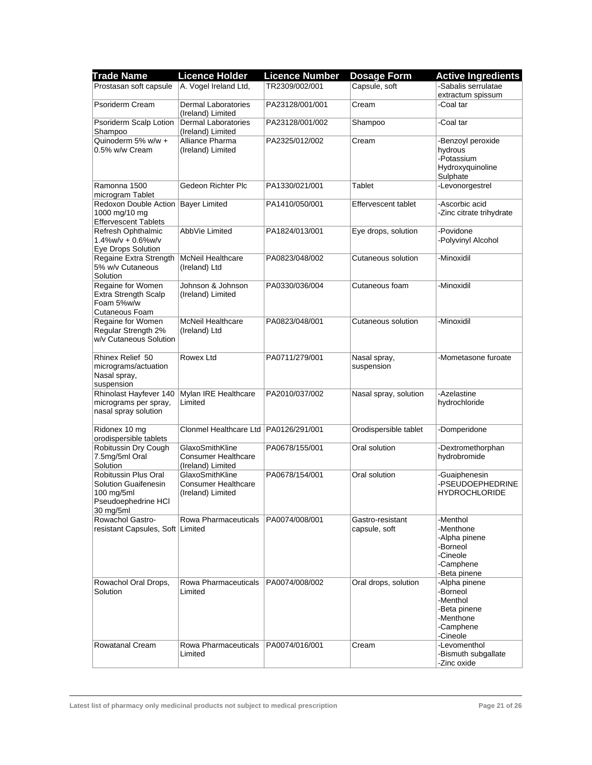| Trade Name | Licence Holder | Licence Number | Dosage Form | Active Ingredients |
|---|---|---|---|---|
| Prostasan soft capsule | A. Vogel Ireland Ltd, | TR2309/002/001 | Capsule, soft | -Sabalis serrulatae extractum spissum |
| Psoriderm Cream | Dermal Laboratories (Ireland) Limited | PA23128/001/001 | Cream | -Coal tar |
| Psoriderm Scalp Lotion Shampoo | Dermal Laboratories (Ireland) Limited | PA23128/001/002 | Shampoo | -Coal tar |
| Quinoderm 5% w/w + 0.5% w/w Cream | Alliance Pharma (Ireland) Limited | PA2325/012/002 | Cream | -Benzoyl peroxide hydrous<br>-Potassium Hydroxyquinoline Sulphate |
| Ramonna 1500 microgram Tablet | Gedeon Richter Plc | PA1330/021/001 | Tablet | -Levonorgestrel |
| Redoxon Double Action 1000 mg/10 mg Effervescent Tablets | Bayer Limited | PA1410/050/001 | Effervescent tablet | -Ascorbic acid<br>-Zinc citrate trihydrate |
| Refresh Ophthalmic 1.4%w/v + 0.6%w/v Eye Drops Solution | AbbVie Limited | PA1824/013/001 | Eye drops, solution | -Povidone<br>-Polyvinyl Alcohol |
| Regaine Extra Strength 5% w/v Cutaneous Solution | McNeil Healthcare (Ireland) Ltd | PA0823/048/002 | Cutaneous solution | -Minoxidil |
| Regaine for Women Extra Strength Scalp Foam 5%w/w Cutaneous Foam | Johnson & Johnson (Ireland) Limited | PA0330/036/004 | Cutaneous foam | -Minoxidil |
| Regaine for Women Regular Strength 2% w/v Cutaneous Solution | McNeil Healthcare (Ireland) Ltd | PA0823/048/001 | Cutaneous solution | -Minoxidil |
| Rhinex Relief 50 micrograms/actuation Nasal spray, suspension | Rowex Ltd | PA0711/279/001 | Nasal spray, suspension | -Mometasone furoate |
| Rhinolast Hayfever 140 micrograms per spray, nasal spray solution | Mylan IRE Healthcare Limited | PA2010/037/002 | Nasal spray, solution | -Azelastine hydrochloride |
| Ridonex 10 mg orodispersible tablets | Clonmel Healthcare Ltd | PA0126/291/001 | Orodispersible tablet | -Domperidone |
| Robitussin Dry Cough 7.5mg/5ml Oral Solution | GlaxoSmithKline Consumer Healthcare (Ireland) Limited | PA0678/155/001 | Oral solution | -Dextromethorphan hydrobromide |
| Robitussin Plus Oral Solution Guaifenesin 100 mg/5ml Pseudoephedrine HCl 30 mg/5ml | GlaxoSmithKline Consumer Healthcare (Ireland) Limited | PA0678/154/001 | Oral solution | -Guaiphenesin<br>-PSEUDOEPHEDRINE HYDROCHLORIDE |
| Rowachol Gastro-resistant Capsules, Soft | Rowa Pharmaceuticals Limited | PA0074/008/001 | Gastro-resistant capsule, soft | -Menthol<br>-Menthone<br>-Alpha pinene<br>-Borneol<br>-Cineole<br>-Camphene<br>-Beta pinene |
| Rowachol Oral Drops, Solution | Rowa Pharmaceuticals Limited | PA0074/008/002 | Oral drops, solution | -Alpha pinene<br>-Borneol<br>-Menthol<br>-Beta pinene<br>-Menthone<br>-Camphene<br>-Cineole |
| Rowatanal Cream | Rowa Pharmaceuticals Limited | PA0074/016/001 | Cream | -Levomenthol<br>-Bismuth subgallate<br>-Zinc oxide |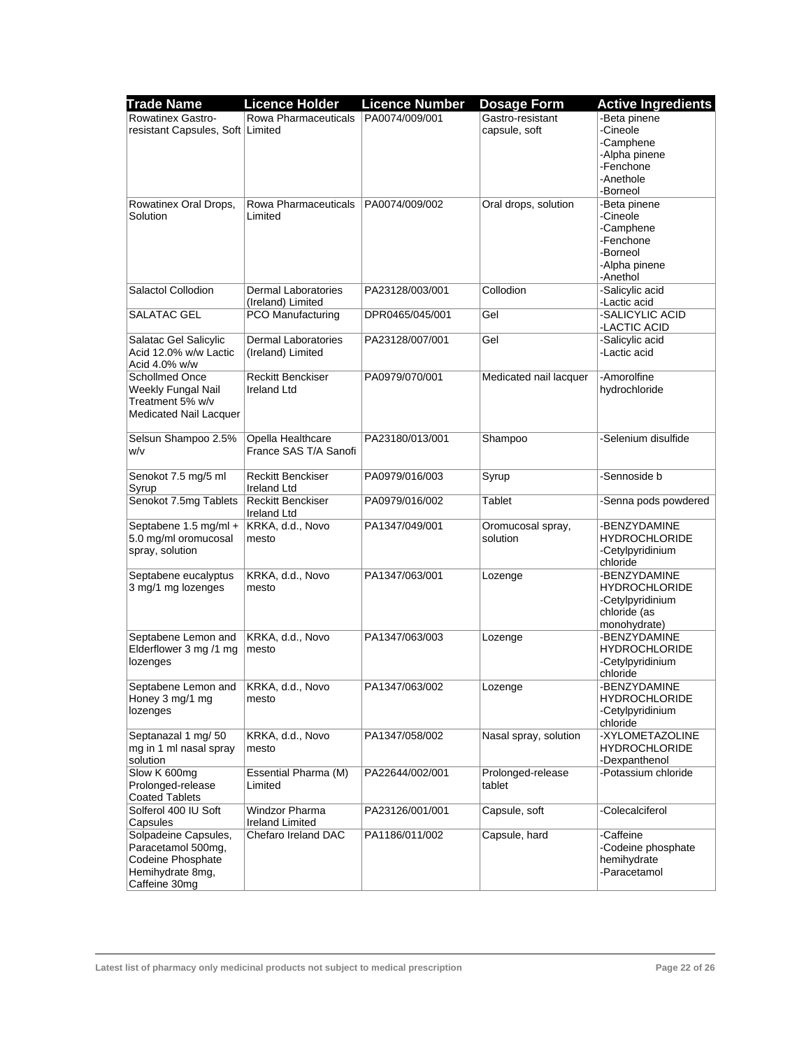| Trade Name | Licence Holder | Licence Number | Dosage Form | Active Ingredients |
|---|---|---|---|---|
| Rowatinex Gastro-resistant Capsules, Soft | Rowa Pharmaceuticals Limited | PA0074/009/001 | Gastro-resistant capsule, soft | -Beta pinene<br>-Cineole<br>-Camphene<br>-Alpha pinene<br>-Fenchone<br>-Anethole<br>-Borneol |
| Rowatinex Oral Drops, Solution | Rowa Pharmaceuticals Limited | PA0074/009/002 | Oral drops, solution | -Beta pinene<br>-Cineole<br>-Camphene<br>-Fenchone<br>-Borneol<br>-Alpha pinene<br>-Anethol |
| Salactol Collodion | Dermal Laboratories (Ireland) Limited | PA23128/003/001 | Collodion | -Salicylic acid<br>-Lactic acid |
| SALATAC GEL | PCO Manufacturing | DPR0465/045/001 | Gel | -SALICYLIC ACID<br>-LACTIC ACID |
| Salatac Gel Salicylic Acid 12.0% w/w Lactic Acid 4.0% w/w | Dermal Laboratories (Ireland) Limited | PA23128/007/001 | Gel | -Salicylic acid<br>-Lactic acid |
| Schollmed Once Weekly Fungal Nail Treatment 5% w/v Medicated Nail Lacquer | Reckitt Benckiser Ireland Ltd | PA0979/070/001 | Medicated nail lacquer | -Amorolfine hydrochloride |
| Selsun Shampoo 2.5% w/v | Opella Healthcare France SAS T/A Sanofi | PA23180/013/001 | Shampoo | -Selenium disulfide |
| Senokot 7.5 mg/5 ml Syrup | Reckitt Benckiser Ireland Ltd | PA0979/016/003 | Syrup | -Sennoside b |
| Senokot 7.5mg Tablets | Reckitt Benckiser Ireland Ltd | PA0979/016/002 | Tablet | -Senna pods powdered |
| Septabene 1.5 mg/ml + 5.0 mg/ml oromucosal spray, solution | KRKA, d.d., Novo mesto | PA1347/049/001 | Oromucosal spray, solution | -BENZYDAMINE HYDROCHLORIDE<br>-Cetylpyridinium chloride |
| Septabene eucalyptus 3 mg/1 mg lozenges | KRKA, d.d., Novo mesto | PA1347/063/001 | Lozenge | -BENZYDAMINE HYDROCHLORIDE<br>-Cetylpyridinium chloride (as monohydrate) |
| Septabene Lemon and Elderflower 3 mg /1 mg lozenges | KRKA, d.d., Novo mesto | PA1347/063/003 | Lozenge | -BENZYDAMINE HYDROCHLORIDE<br>-Cetylpyridinium chloride |
| Septabene Lemon and Honey 3 mg/1 mg lozenges | KRKA, d.d., Novo mesto | PA1347/063/002 | Lozenge | -BENZYDAMINE HYDROCHLORIDE<br>-Cetylpyridinium chloride |
| Septanazal 1 mg/ 50 mg in 1 ml nasal spray solution | KRKA, d.d., Novo mesto | PA1347/058/002 | Nasal spray, solution | -XYLOMETAZOLINE HYDROCHLORIDE<br>-Dexpanthenol |
| Slow K 600mg Prolonged-release Coated Tablets | Essential Pharma (M) Limited | PA22644/002/001 | Prolonged-release tablet | -Potassium chloride |
| Solferol 400 IU Soft Capsules | Windzor Pharma Ireland Limited | PA23126/001/001 | Capsule, soft | -Colecalciferol |
| Solpadeine Capsules, Paracetamol 500mg, Codeine Phosphate Hemihydrate 8mg, Caffeine 30mg | Chefaro Ireland DAC | PA1186/011/002 | Capsule, hard | -Caffeine<br>-Codeine phosphate hemihydrate<br>-Paracetamol |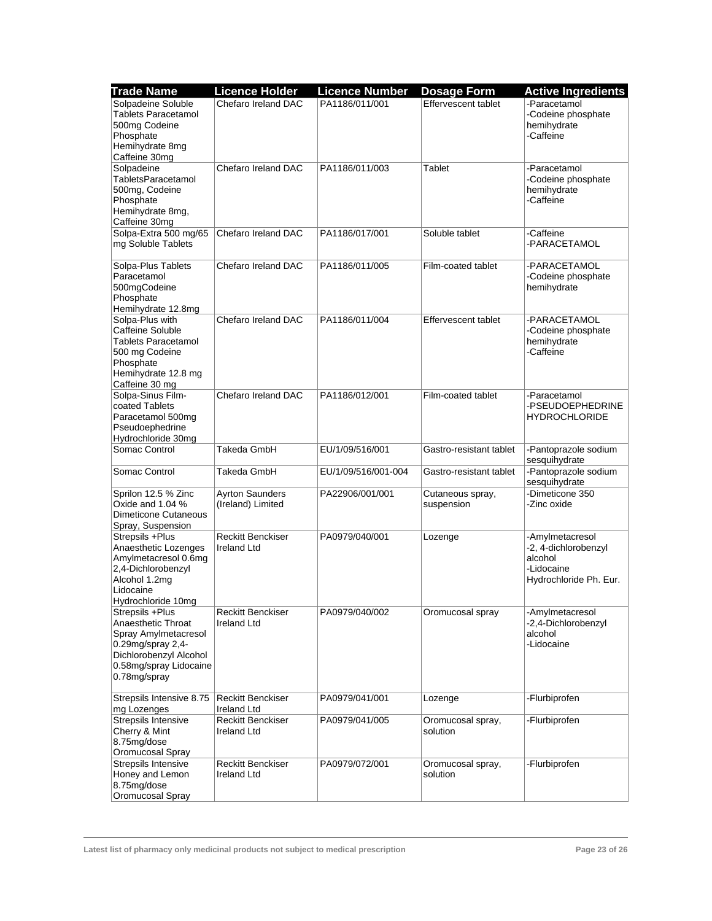| Trade Name | Licence Holder | Licence Number | Dosage Form | Active Ingredients |
|---|---|---|---|---|
| Solpadeine Soluble Tablets Paracetamol 500mg Codeine Phosphate Hemihydrate 8mg Caffeine 30mg | Chefaro Ireland DAC | PA1186/011/001 | Effervescent tablet | -Paracetamol<br>-Codeine phosphate hemihydrate<br>-Caffeine |
| Solpadeine TabletsParacetamol 500mg, Codeine Phosphate Hemihydrate 8mg, Caffeine 30mg | Chefaro Ireland DAC | PA1186/011/003 | Tablet | -Paracetamol<br>-Codeine phosphate hemihydrate<br>-Caffeine |
| Solpa-Extra 500 mg/65 mg Soluble Tablets | Chefaro Ireland DAC | PA1186/017/001 | Soluble tablet | -Caffeine<br>-PARACETAMOL |
| Solpa-Plus Tablets Paracetamol 500mgCodeine Phosphate Hemihydrate 12.8mg | Chefaro Ireland DAC | PA1186/011/005 | Film-coated tablet | -PARACETAMOL<br>-Codeine phosphate hemihydrate |
| Solpa-Plus with Caffeine Soluble Tablets Paracetamol 500 mg Codeine Phosphate Hemihydrate 12.8 mg Caffeine 30 mg | Chefaro Ireland DAC | PA1186/011/004 | Effervescent tablet | -PARACETAMOL<br>-Codeine phosphate hemihydrate<br>-Caffeine |
| Solpa-Sinus Film-coated Tablets Paracetamol 500mg Pseudoephedrine Hydrochloride 30mg | Chefaro Ireland DAC | PA1186/012/001 | Film-coated tablet | -Paracetamol<br>-PSEUDOEPHEDRINE HYDROCHLORIDE |
| Somac Control | Takeda GmbH | EU/1/09/516/001 | Gastro-resistant tablet | -Pantoprazole sodium sesquihydrate |
| Somac Control | Takeda GmbH | EU/1/09/516/001-004 | Gastro-resistant tablet | -Pantoprazole sodium sesquihydrate |
| Sprilon 12.5 % Zinc Oxide and 1.04 % Dimeticone Cutaneous Spray, Suspension | Ayrton Saunders (Ireland) Limited | PA22906/001/001 | Cutaneous spray, suspension | -Dimeticone 350<br>-Zinc oxide |
| Strepsils +Plus Anaesthetic Lozenges Amylmetacresol 0.6mg 2,4-Dichlorobenzyl Alcohol 1.2mg Lidocaine Hydrochloride 10mg | Reckitt Benckiser Ireland Ltd | PA0979/040/001 | Lozenge | -Amylmetacresol<br>-2, 4-dichlorobenzyl alcohol<br>-Lidocaine Hydrochloride Ph. Eur. |
| Strepsils +Plus Anaesthetic Throat Spray Amylmetacresol 0.29mg/spray 2,4-Dichlorobenzyl Alcohol 0.58mg/spray Lidocaine 0.78mg/spray | Reckitt Benckiser Ireland Ltd | PA0979/040/002 | Oromucosal spray | -Amylmetacresol<br>-2,4-Dichlorobenzyl alcohol<br>-Lidocaine |
| Strepsils Intensive 8.75 mg Lozenges | Reckitt Benckiser Ireland Ltd | PA0979/041/001 | Lozenge | -Flurbiprofen |
| Strepsils Intensive Cherry & Mint 8.75mg/dose Oromucosal Spray | Reckitt Benckiser Ireland Ltd | PA0979/041/005 | Oromucosal spray, solution | -Flurbiprofen |
| Strepsils Intensive Honey and Lemon 8.75mg/dose Oromucosal Spray | Reckitt Benckiser Ireland Ltd | PA0979/072/001 | Oromucosal spray, solution | -Flurbiprofen |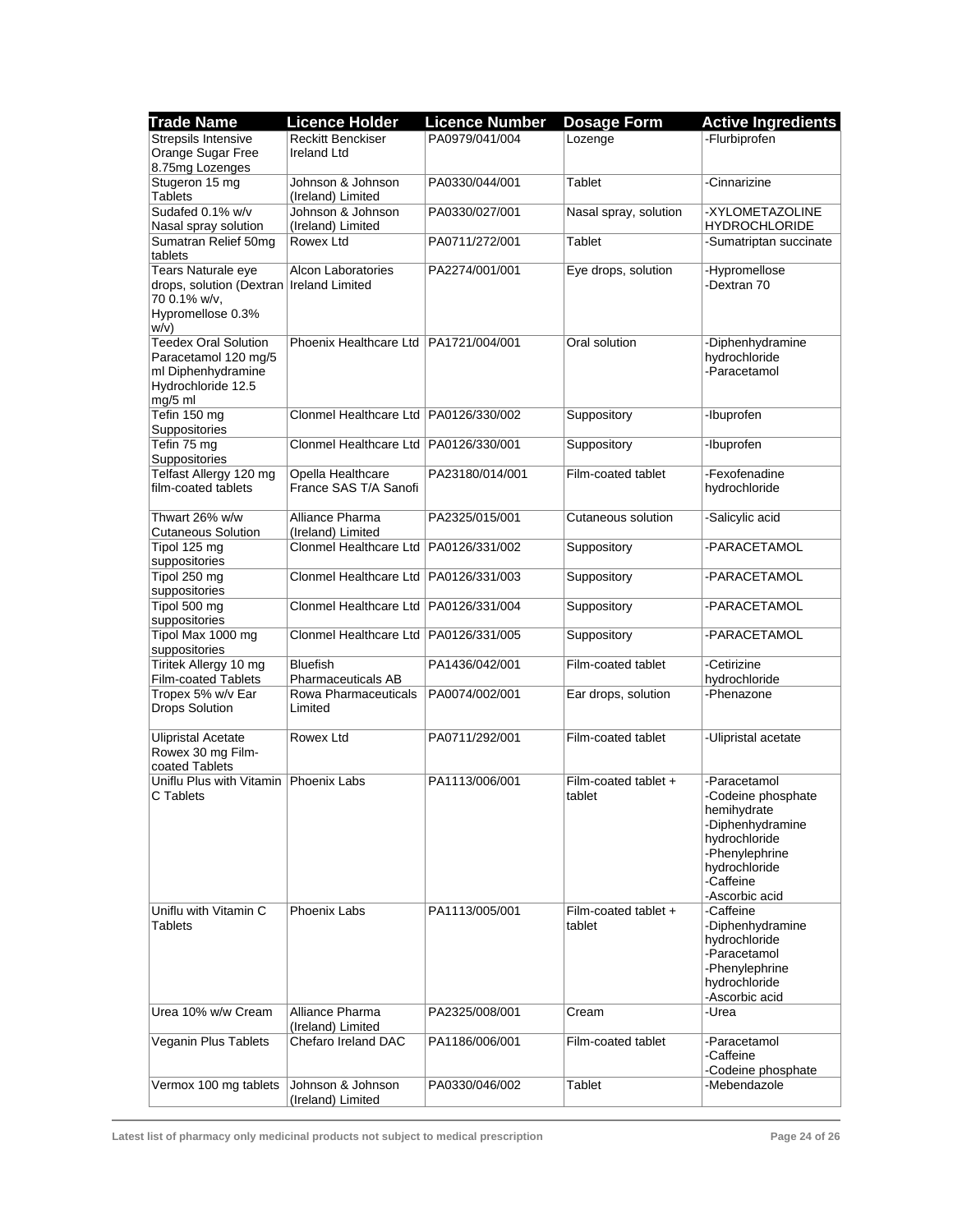| Trade Name | Licence Holder | Licence Number | Dosage Form | Active Ingredients |
|---|---|---|---|---|
| Strepsils Intensive Orange Sugar Free 8.75mg Lozenges | Reckitt Benckiser Ireland Ltd | PA0979/041/004 | Lozenge | -Flurbiprofen |
| Stugeron 15 mg Tablets | Johnson & Johnson (Ireland) Limited | PA0330/044/001 | Tablet | -Cinnarizine |
| Sudafed 0.1% w/v Nasal spray solution | Johnson & Johnson (Ireland) Limited | PA0330/027/001 | Nasal spray, solution | -XYLOMETAZOLINE HYDROCHLORIDE |
| Sumatran Relief 50mg tablets | Rowex Ltd | PA0711/272/001 | Tablet | -Sumatriptan succinate |
| Tears Naturale eye drops, solution (Dextran 70 0.1% w/v, Hypromellose 0.3% w/v) | Alcon Laboratories Ireland Limited | PA2274/001/001 | Eye drops, solution | -Hypromellose<br>-Dextran 70 |
| Teedex Oral Solution Paracetamol 120 mg/5 ml Diphenhydramine Hydrochloride 12.5 mg/5 ml | Phoenix Healthcare Ltd | PA1721/004/001 | Oral solution | -Diphenhydramine hydrochloride<br>-Paracetamol |
| Tefin 150 mg Suppositories | Clonmel Healthcare Ltd | PA0126/330/002 | Suppository | -Ibuprofen |
| Tefin 75 mg Suppositories | Clonmel Healthcare Ltd | PA0126/330/001 | Suppository | -Ibuprofen |
| Telfast Allergy 120 mg film-coated tablets | Opella Healthcare France SAS T/A Sanofi | PA23180/014/001 | Film-coated tablet | -Fexofenadine hydrochloride |
| Thwart 26% w/w Cutaneous Solution | Alliance Pharma (Ireland) Limited | PA2325/015/001 | Cutaneous solution | -Salicylic acid |
| Tipol 125 mg suppositories | Clonmel Healthcare Ltd | PA0126/331/002 | Suppository | -PARACETAMOL |
| Tipol 250 mg suppositories | Clonmel Healthcare Ltd | PA0126/331/003 | Suppository | -PARACETAMOL |
| Tipol 500 mg suppositories | Clonmel Healthcare Ltd | PA0126/331/004 | Suppository | -PARACETAMOL |
| Tipol Max 1000 mg suppositories | Clonmel Healthcare Ltd | PA0126/331/005 | Suppository | -PARACETAMOL |
| Tiritek Allergy 10 mg Film-coated Tablets | Bluefish Pharmaceuticals AB | PA1436/042/001 | Film-coated tablet | -Cetirizine hydrochloride |
| Tropex 5% w/v Ear Drops Solution | Rowa Pharmaceuticals Limited | PA0074/002/001 | Ear drops, solution | -Phenazone |
| Ulipristal Acetate Rowex 30 mg Film-coated Tablets | Rowex Ltd | PA0711/292/001 | Film-coated tablet | -Ulipristal acetate |
| Uniflu Plus with Vitamin C Tablets | Phoenix Labs | PA1113/006/001 | Film-coated tablet + tablet | -Paracetamol<br>-Codeine phosphate hemihydrate<br>-Diphenhydramine hydrochloride<br>-Phenylephrine hydrochloride<br>-Caffeine<br>-Ascorbic acid |
| Uniflu with Vitamin C Tablets | Phoenix Labs | PA1113/005/001 | Film-coated tablet + tablet | -Caffeine<br>-Diphenhydramine hydrochloride<br>-Paracetamol<br>-Phenylephrine hydrochloride<br>-Ascorbic acid |
| Urea 10% w/w Cream | Alliance Pharma (Ireland) Limited | PA2325/008/001 | Cream | -Urea |
| Veganin Plus Tablets | Chefaro Ireland DAC | PA1186/006/001 | Film-coated tablet | -Paracetamol<br>-Caffeine<br>-Codeine phosphate |
| Vermox 100 mg tablets | Johnson & Johnson (Ireland) Limited | PA0330/046/002 | Tablet | -Mebendazole |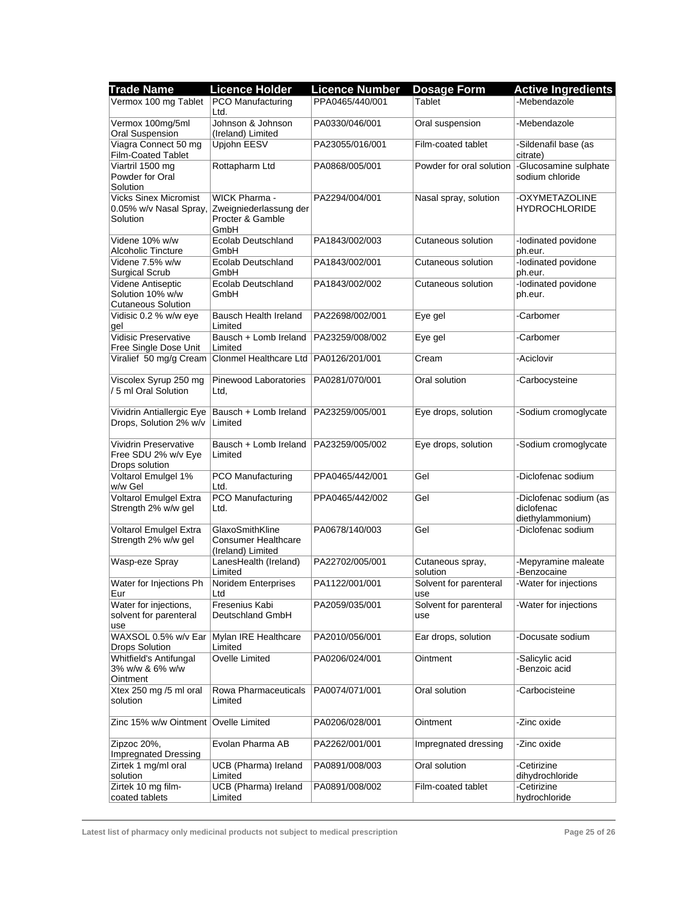| Trade Name | Licence Holder | Licence Number | Dosage Form | Active Ingredients |
|---|---|---|---|---|
| Vermox 100 mg Tablet | PCO Manufacturing Ltd. | PPA0465/440/001 | Tablet | -Mebendazole |
| Vermox 100mg/5ml Oral Suspension | Johnson & Johnson (Ireland) Limited | PA0330/046/001 | Oral suspension | -Mebendazole |
| Viagra Connect 50 mg Film-Coated Tablet | Upjohn EESV | PA23055/016/001 | Film-coated tablet | -Sildenafil base (as citrate) |
| Viartril 1500 mg Powder for Oral Solution | Rottapharm Ltd | PA0868/005/001 | Powder for oral solution | -Glucosamine sulphate sodium chloride |
| Vicks Sinex Micromist 0.05% w/v Nasal Spray, Solution | WICK Pharma - Zweigniederlassung der Procter & Gamble GmbH | PA2294/004/001 | Nasal spray, solution | -OXYMETAZOLINE HYDROCHLORIDE |
| Videne 10% w/w Alcoholic Tincture | Ecolab Deutschland GmbH | PA1843/002/003 | Cutaneous solution | -Iodinated povidone ph.eur. |
| Videne 7.5% w/w Surgical Scrub | Ecolab Deutschland GmbH | PA1843/002/001 | Cutaneous solution | -Iodinated povidone ph.eur. |
| Videne Antiseptic Solution 10% w/w Cutaneous Solution | Ecolab Deutschland GmbH | PA1843/002/002 | Cutaneous solution | -Iodinated povidone ph.eur. |
| Vidisic 0.2 % w/w eye gel | Bausch Health Ireland Limited | PA22698/002/001 | Eye gel | -Carbomer |
| Vidisic Preservative Free Single Dose Unit | Bausch + Lomb Ireland Limited | PA23259/008/002 | Eye gel | -Carbomer |
| Viralief 50 mg/g Cream | Clonmel Healthcare Ltd | PA0126/201/001 | Cream | -Aciclovir |
| Viscolex Syrup 250 mg / 5 ml Oral Solution | Pinewood Laboratories Ltd, | PA0281/070/001 | Oral solution | -Carbocysteine |
| Vividrin Antiallergic Eye Drops, Solution 2% w/v | Bausch + Lomb Ireland Limited | PA23259/005/001 | Eye drops, solution | -Sodium cromoglycate |
| Vividrin Preservative Free SDU 2% w/v Eye Drops solution | Bausch + Lomb Ireland Limited | PA23259/005/002 | Eye drops, solution | -Sodium cromoglycate |
| Voltarol Emulgel 1% w/w Gel | PCO Manufacturing Ltd. | PPA0465/442/001 | Gel | -Diclofenac sodium |
| Voltarol Emulgel Extra Strength 2% w/w gel | PCO Manufacturing Ltd. | PPA0465/442/002 | Gel | -Diclofenac sodium (as diclofenac diethylammonium) |
| Voltarol Emulgel Extra Strength 2% w/w gel | GlaxoSmithKline Consumer Healthcare (Ireland) Limited | PA0678/140/003 | Gel | -Diclofenac sodium |
| Wasp-eze Spray | LanesHealth (Ireland) Limited | PA22702/005/001 | Cutaneous spray, solution | -Mepyramine maleate<br>-Benzocaine |
| Water for Injections Ph Eur | Noridem Enterprises Ltd | PA1122/001/001 | Solvent for parenteral use | -Water for injections |
| Water for injections, solvent for parenteral use | Fresenius Kabi Deutschland GmbH | PA2059/035/001 | Solvent for parenteral use | -Water for injections |
| WAXSOL 0.5% w/v Ear Drops Solution | Mylan IRE Healthcare Limited | PA2010/056/001 | Ear drops, solution | -Docusate sodium |
| Whitfield's Antifungal 3% w/w & 6% w/w Ointment | Ovelle Limited | PA0206/024/001 | Ointment | -Salicylic acid<br>-Benzoic acid |
| Xtex 250 mg /5 ml oral solution | Rowa Pharmaceuticals Limited | PA0074/071/001 | Oral solution | -Carbocisteine |
| Zinc 15% w/w Ointment | Ovelle Limited | PA0206/028/001 | Ointment | -Zinc oxide |
| Zipzoc 20%, Impregnated Dressing | Evolan Pharma AB | PA2262/001/001 | Impregnated dressing | -Zinc oxide |
| Zirtek 1 mg/ml oral solution | UCB (Pharma) Ireland Limited | PA0891/008/003 | Oral solution | -Cetirizine dihydrochloride |
| Zirtek 10 mg film-coated tablets | UCB (Pharma) Ireland Limited | PA0891/008/002 | Film-coated tablet | -Cetirizine hydrochloride |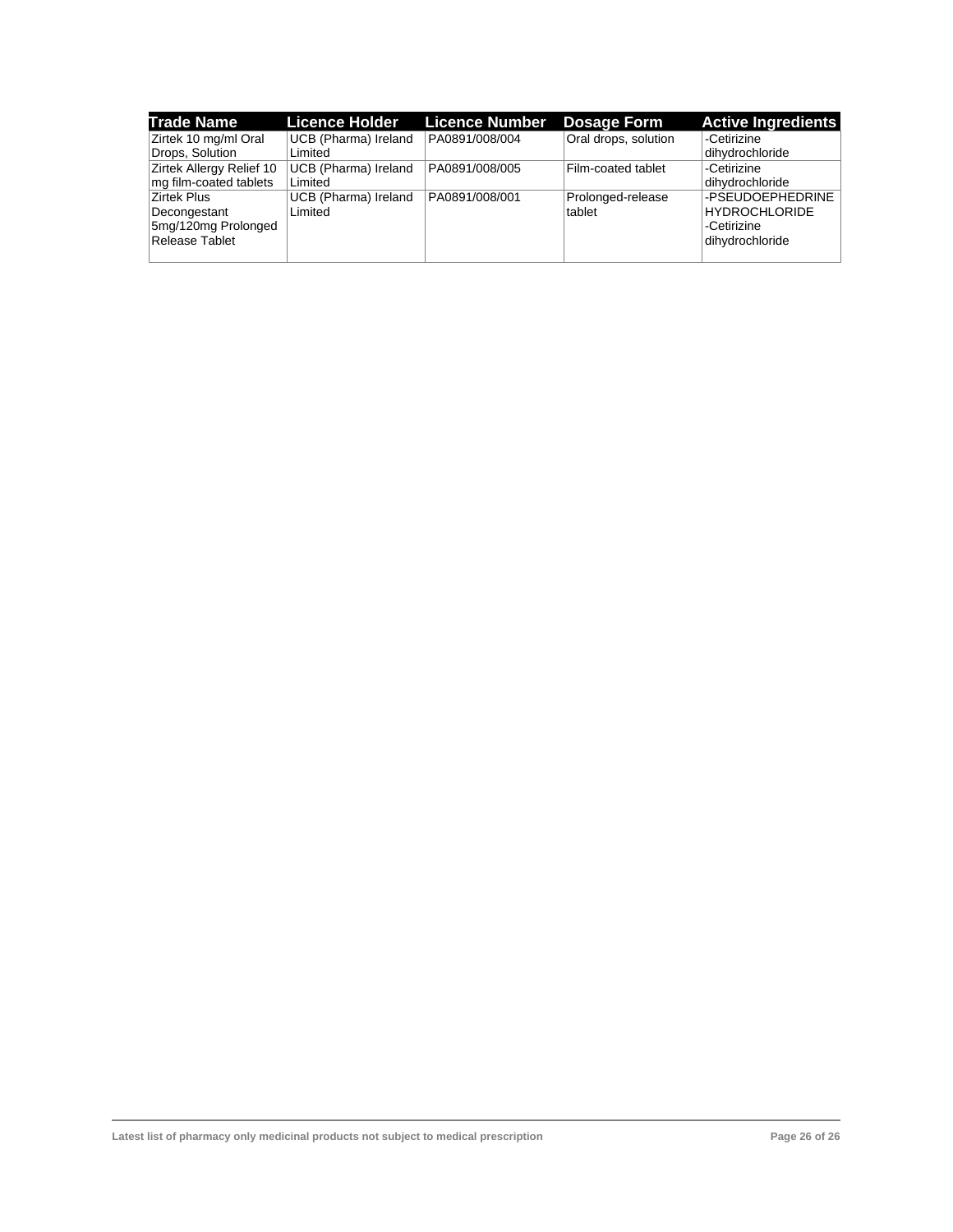| Trade Name | Licence Holder | Licence Number | Dosage Form | Active Ingredients |
|---|---|---|---|---|
| Zirtek 10 mg/ml Oral Drops, Solution | UCB (Pharma) Ireland Limited | PA0891/008/004 | Oral drops, solution | -Cetirizine dihydrochloride |
| Zirtek Allergy Relief 10 mg film-coated tablets | UCB (Pharma) Ireland Limited | PA0891/008/005 | Film-coated tablet | -Cetirizine dihydrochloride |
| Zirtek Plus Decongestant 5mg/120mg Prolonged Release Tablet | UCB (Pharma) Ireland Limited | PA0891/008/001 | Prolonged-release tablet | -PSEUDOEPHEDRINE HYDROCHLORIDE -Cetirizine dihydrochloride |